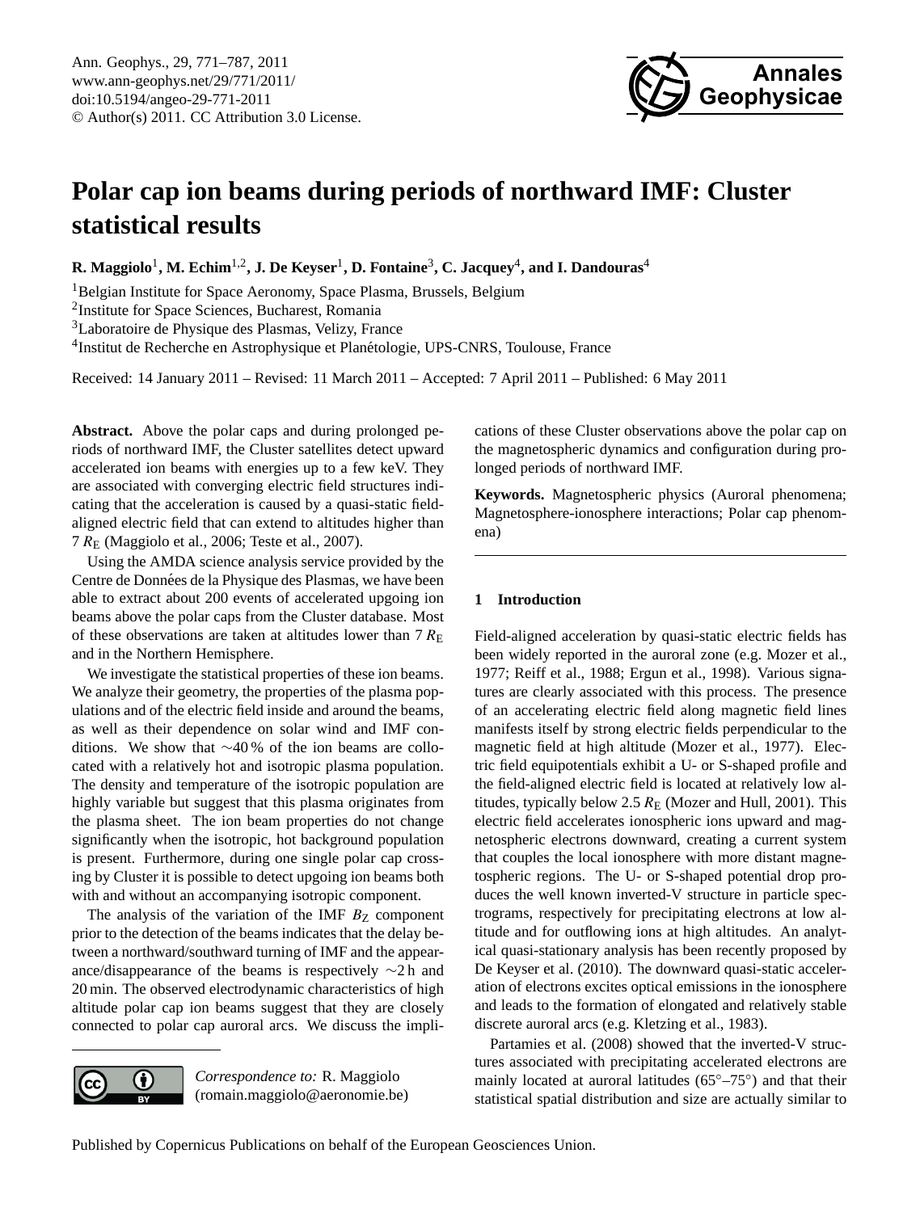# Polar cap ion beams during periods of northward IMF: Cluster statistical results

**R. Maggiolo[1], M. Echim[1,2], J. De Keyser[1], D. Fontaine[3], C. Jacquey[4], and I. Dandouras[4]**

[1]Belgian Institute for Space Aeronomy, Space Plasma, Brussels, Belgium
[2]Institute for Space Sciences, Bucharest, Romania
[3]Laboratoire de Physique des Plasmas, Velizy, France
[4]Institut de Recherche en Astrophysique et Planétologie, UPS-CNRS, Toulouse, France

Received: 14 January 2011 – Revised: 11 March 2011 – Accepted: 7 April 2011 – Published: 6 May 2011

**Abstract.** Above the polar caps and during prolonged periods of northward IMF, the Cluster satellites detect upward accelerated ion beams with energies up to a few keV. They are associated with converging electric field structures indicating that the acceleration is caused by a quasi-static field-aligned electric field that can extend to altitudes higher than 7 $R_E$ (Maggiolo et al., 2006; Teste et al., 2007).

Using the AMDA science analysis service provided by the Centre de Données de la Physique des Plasmas, we have been able to extract about 200 events of accelerated upgoing ion beams above the polar caps from the Cluster database. Most of these observations are taken at altitudes lower than 7 $R_E$ and in the Northern Hemisphere.

We investigate the statistical properties of these ion beams. We analyze their geometry, the properties of the plasma populations and of the electric field inside and around the beams, as well as their dependence on solar wind and IMF conditions. We show that ∼40 % of the ion beams are collocated with a relatively hot and isotropic plasma population. The density and temperature of the isotropic population are highly variable but suggest that this plasma originates from the plasma sheet. The ion beam properties do not change significantly when the isotropic, hot background population is present. Furthermore, during one single polar cap crossing by Cluster it is possible to detect upgoing ion beams both with and without an accompanying isotropic component.

The analysis of the variation of the IMF $B_Z$ component prior to the detection of the beams indicates that the delay between a northward/southward turning of IMF and the appearance/disappearance of the beams is respectively ∼2 h and 20 min. The observed electrodynamic characteristics of high altitude polar cap ion beams suggest that they are closely connected to polar cap auroral arcs. We discuss the implications of these Cluster observations above the polar cap on the magnetospheric dynamics and configuration during prolonged periods of northward IMF.

**Keywords.** Magnetospheric physics (Auroral phenomena; Magnetosphere-ionosphere interactions; Polar cap phenomena)

*Correspondence to:* R. Maggiolo (romain.maggiolo@aeronomie.be)

## 1 Introduction

Field-aligned acceleration by quasi-static electric fields has been widely reported in the auroral zone (e.g. Mozer et al., 1977; Reiff et al., 1988; Ergun et al., 1998). Various signatures are clearly associated with this process. The presence of an accelerating electric field along magnetic field lines manifests itself by strong electric fields perpendicular to the magnetic field at high altitude (Mozer et al., 1977). Electric field equipotentials exhibit a U- or S-shaped profile and the field-aligned electric field is located at relatively low altitudes, typically below 2.5 $R_E$ (Mozer and Hull, 2001). This electric field accelerates ionospheric ions upward and magnetospheric electrons downward, creating a current system that couples the local ionosphere with more distant magnetospheric regions. The U- or S-shaped potential drop produces the well known inverted-V structure in particle spectrograms, respectively for precipitating electrons at low altitude and for outflowing ions at high altitudes. An analytical quasi-stationary analysis has been recently proposed by De Keyser et al. (2010). The downward quasi-static acceleration of electrons excites optical emissions in the ionosphere and leads to the formation of elongated and relatively stable discrete auroral arcs (e.g. Kletzing et al., 1983).

Partamies et al. (2008) showed that the inverted-V structures associated with precipitating accelerated electrons are mainly located at auroral latitudes (65°–75°) and that their statistical spatial distribution and size are actually similar to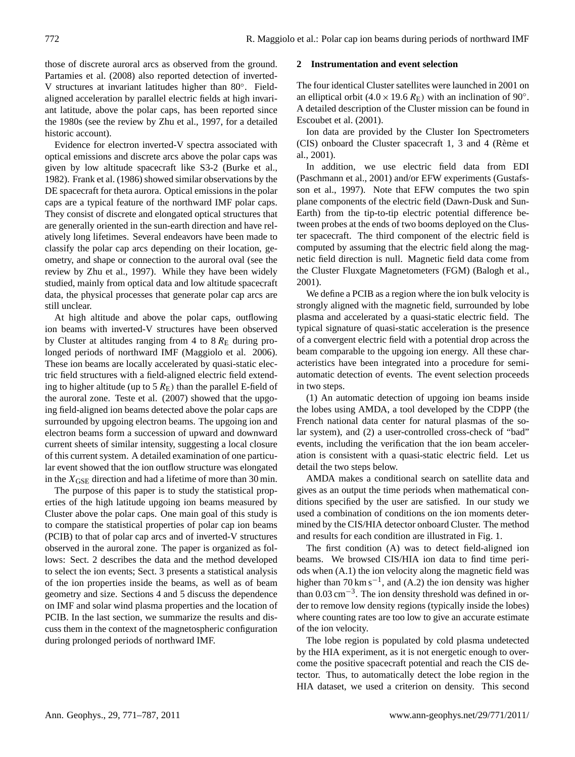those of discrete auroral arcs as observed from the ground. Partamies et al. (2008) also reported detection of inverted-V structures at invariant latitudes higher than 80°. Field-aligned acceleration by parallel electric fields at high invariant latitude, above the polar caps, has been reported since the 1980s (see the review by Zhu et al., 1997, for a detailed historic account).

Evidence for electron inverted-V spectra associated with optical emissions and discrete arcs above the polar caps was given by low altitude spacecraft like S3-2 (Burke et al., 1982). Frank et al. (1986) showed similar observations by the DE spacecraft for theta aurora. Optical emissions in the polar caps are a typical feature of the northward IMF polar caps. They consist of discrete and elongated optical structures that are generally oriented in the sun-earth direction and have relatively long lifetimes. Several endeavors have been made to classify the polar cap arcs depending on their location, geometry, and shape or connection to the auroral oval (see the review by Zhu et al., 1997). While they have been widely studied, mainly from optical data and low altitude spacecraft data, the physical processes that generate polar cap arcs are still unclear.

At high altitude and above the polar caps, outflowing ion beams with inverted-V structures have been observed by Cluster at altitudes ranging from 4 to 8 $R_E$ during prolonged periods of northward IMF (Maggiolo et al. 2006). These ion beams are locally accelerated by quasi-static electric field structures with a field-aligned electric field extending to higher altitude (up to 5 $R_E$) than the parallel E-field of the auroral zone. Teste et al. (2007) showed that the upgoing field-aligned ion beams detected above the polar caps are surrounded by upgoing electron beams. The upgoing ion and electron beams form a succession of upward and downward current sheets of similar intensity, suggesting a local closure of this current system. A detailed examination of one particular event showed that the ion outflow structure was elongated in the $X_{GSE}$ direction and had a lifetime of more than 30 min.

The purpose of this paper is to study the statistical properties of the high latitude upgoing ion beams measured by Cluster above the polar caps. One main goal of this study is to compare the statistical properties of polar cap ion beams (PCIB) to that of polar cap arcs and of inverted-V structures observed in the auroral zone. The paper is organized as follows: Sect. 2 describes the data and the method developed to select the ion events; Sect. 3 presents a statistical analysis of the ion properties inside the beams, as well as of beam geometry and size. Sections 4 and 5 discuss the dependence on IMF and solar wind plasma properties and the location of PCIB. In the last section, we summarize the results and discuss them in the context of the magnetospheric configuration during prolonged periods of northward IMF.

## 2 Instrumentation and event selection

The four identical Cluster satellites were launched in 2001 on an elliptical orbit ($4.0 \times 19.6\ R_E$) with an inclination of 90°. A detailed description of the Cluster mission can be found in Escoubet et al. (2001).

Ion data are provided by the Cluster Ion Spectrometers (CIS) onboard the Cluster spacecraft 1, 3 and 4 (Rème et al., 2001).

In addition, we use electric field data from EDI (Paschmann et al., 2001) and/or EFW experiments (Gustafsson et al., 1997). Note that EFW computes the two spin plane components of the electric field (Dawn-Dusk and Sun-Earth) from the tip-to-tip electric potential difference between probes at the ends of two booms deployed on the Cluster spacecraft. The third component of the electric field is computed by assuming that the electric field along the magnetic field direction is null. Magnetic field data come from the Cluster Fluxgate Magnetometers (FGM) (Balogh et al., 2001).

We define a PCIB as a region where the ion bulk velocity is strongly aligned with the magnetic field, surrounded by lobe plasma and accelerated by a quasi-static electric field. The typical signature of quasi-static acceleration is the presence of a convergent electric field with a potential drop across the beam comparable to the upgoing ion energy. All these characteristics have been integrated into a procedure for semi-automatic detection of events. The event selection proceeds in two steps.

(1) An automatic detection of upgoing ion beams inside the lobes using AMDA, a tool developed by the CDPP (the French national data center for natural plasmas of the solar system), and (2) a user-controlled cross-check of "bad" events, including the verification that the ion beam acceleration is consistent with a quasi-static electric field. Let us detail the two steps below.

AMDA makes a conditional search on satellite data and gives as an output the time periods when mathematical conditions specified by the user are satisfied. In our study we used a combination of conditions on the ion moments determined by the CIS/HIA detector onboard Cluster. The method and results for each condition are illustrated in Fig. 1.

The first condition (A) was to detect field-aligned ion beams. We browsed CIS/HIA ion data to find time periods when (A.1) the ion velocity along the magnetic field was higher than $70\ \mathrm{km\,s^{-1}}$, and (A.2) the ion density was higher than $0.03\ \mathrm{cm^{-3}}$. The ion density threshold was defined in order to remove low density regions (typically inside the lobes) where counting rates are too low to give an accurate estimate of the ion velocity.

The lobe region is populated by cold plasma undetected by the HIA experiment, as it is not energetic enough to overcome the positive spacecraft potential and reach the CIS detector. Thus, to automatically detect the lobe region in the HIA dataset, we used a criterion on density. This second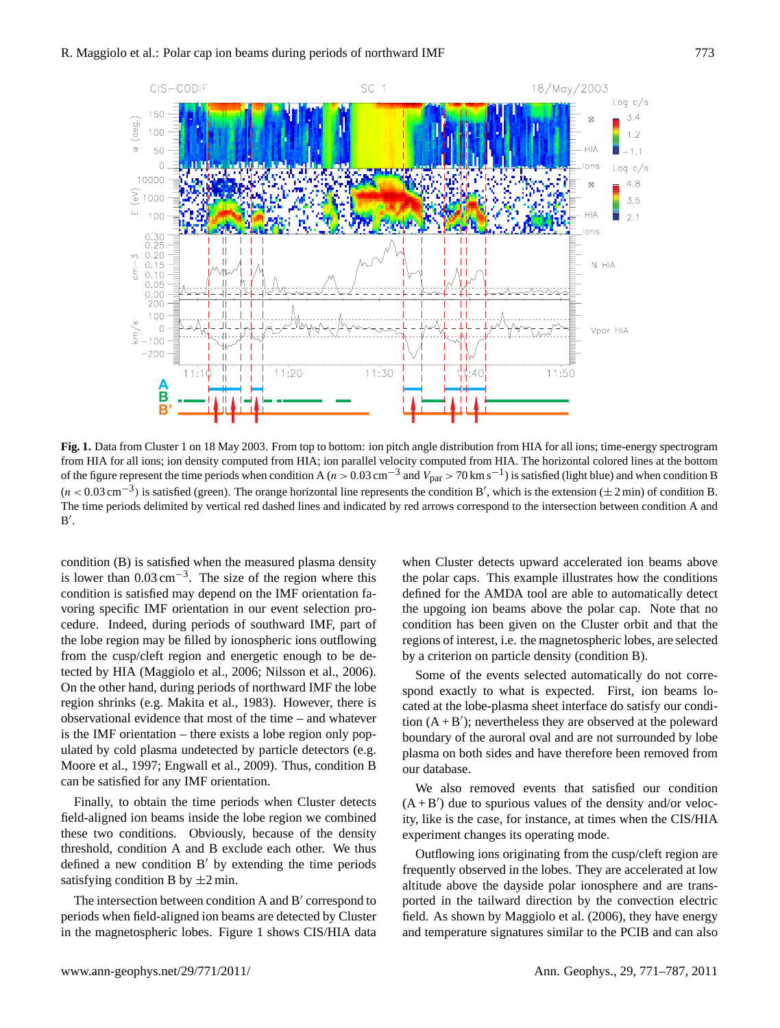**Fig. 1.** Data from Cluster 1 on 18 May 2003. From top to bottom: ion pitch angle distribution from HIA for all ions; time-energy spectrogram from HIA for all ions; ion density computed from HIA; ion parallel velocity computed from HIA. The horizontal colored lines at the bottom of the figure represent the time periods when condition A ($n > 0.03\,\mathrm{cm}^{-3}$ and $V_{\mathrm{par}} > 70\,\mathrm{km\,s}^{-1}$) is satisfied (light blue) and when condition B ($n < 0.03\,\mathrm{cm}^{-3}$) is satisfied (green). The orange horizontal line represents the condition B′, which is the extension (±2 min) of condition B. The time periods delimited by vertical red dashed lines and indicated by red arrows correspond to the intersection between condition A and B′.

condition (B) is satisfied when the measured plasma density is lower than $0.03\,\mathrm{cm}^{-3}$. The size of the region where this condition is satisfied may depend on the IMF orientation favoring specific IMF orientation in our event selection procedure. Indeed, during periods of southward IMF, part of the lobe region may be filled by ionospheric ions outflowing from the cusp/cleft region and energetic enough to be detected by HIA (Maggiolo et al., 2006; Nilsson et al., 2006). On the other hand, during periods of northward IMF the lobe region shrinks (e.g. Makita et al., 1983). However, there is observational evidence that most of the time – and whatever is the IMF orientation – there exists a lobe region only populated by cold plasma undetected by particle detectors (e.g. Moore et al., 1997; Engwall et al., 2009). Thus, condition B can be satisfied for any IMF orientation.

Finally, to obtain the time periods when Cluster detects field-aligned ion beams inside the lobe region we combined these two conditions. Obviously, because of the density threshold, condition A and B exclude each other. We thus defined a new condition B′ by extending the time periods satisfying condition B by ±2 min.

The intersection between condition A and B′ correspond to periods when field-aligned ion beams are detected by Cluster in the magnetospheric lobes. Figure 1 shows CIS/HIA data when Cluster detects upward accelerated ion beams above the polar caps. This example illustrates how the conditions defined for the AMDA tool are able to automatically detect the upgoing ion beams above the polar cap. Note that no condition has been given on the Cluster orbit and that the regions of interest, i.e. the magnetospheric lobes, are selected by a criterion on particle density (condition B).

Some of the events selected automatically do not correspond exactly to what is expected. First, ion beams located at the lobe-plasma sheet interface do satisfy our condition (A + B′); nevertheless they are observed at the poleward boundary of the auroral oval and are not surrounded by lobe plasma on both sides and have therefore been removed from our database.

We also removed events that satisfied our condition (A + B′) due to spurious values of the density and/or velocity, like is the case, for instance, at times when the CIS/HIA experiment changes its operating mode.

Outflowing ions originating from the cusp/cleft region are frequently observed in the lobes. They are accelerated at low altitude above the dayside polar ionosphere and are transported in the tailward direction by the convection electric field. As shown by Maggiolo et al. (2006), they have energy and temperature signatures similar to the PCIB and can also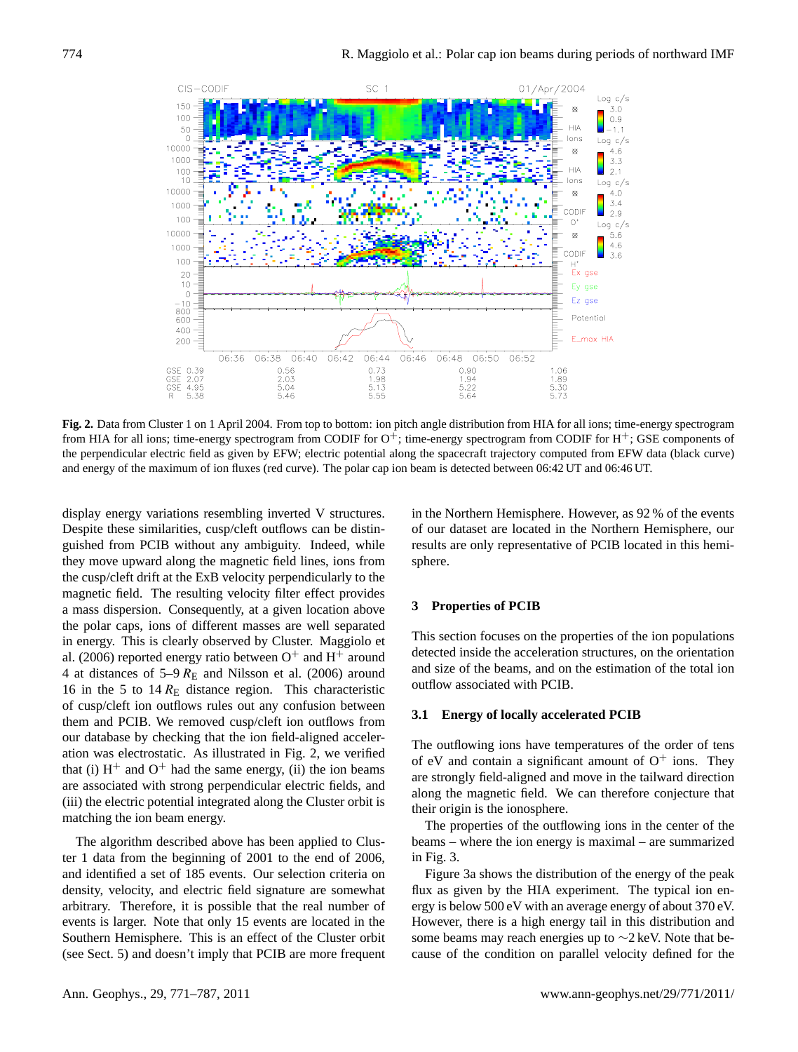**Fig. 2.** Data from Cluster 1 on 1 April 2004. From top to bottom: ion pitch angle distribution from HIA for all ions; time-energy spectrogram from HIA for all ions; time-energy spectrogram from CODIF for $O^+$; time-energy spectrogram from CODIF for $H^+$; GSE components of the perpendicular electric field as given by EFW; electric potential along the spacecraft trajectory computed from EFW data (black curve) and energy of the maximum of ion fluxes (red curve). The polar cap ion beam is detected between 06:42 UT and 06:46 UT.

display energy variations resembling inverted V structures. Despite these similarities, cusp/cleft outflows can be distinguished from PCIB without any ambiguity. Indeed, while they move upward along the magnetic field lines, ions from the cusp/cleft drift at the ExB velocity perpendicularly to the magnetic field. The resulting velocity filter effect provides a mass dispersion. Consequently, at a given location above the polar caps, ions of different masses are well separated in energy. This is clearly observed by Cluster. Maggiolo et al. (2006) reported energy ratio between $O^+$ and $H^+$ around 4 at distances of 5–9 $R_E$ and Nilsson et al. (2006) around 16 in the 5 to 14 $R_E$ distance region. This characteristic of cusp/cleft ion outflows rules out any confusion between them and PCIB. We removed cusp/cleft ion outflows from our database by checking that the ion field-aligned acceleration was electrostatic. As illustrated in Fig. 2, we verified that (i) $H^+$ and $O^+$ had the same energy, (ii) the ion beams are associated with strong perpendicular electric fields, and (iii) the electric potential integrated along the Cluster orbit is matching the ion beam energy.

The algorithm described above has been applied to Cluster 1 data from the beginning of 2001 to the end of 2006, and identified a set of 185 events. Our selection criteria on density, velocity, and electric field signature are somewhat arbitrary. Therefore, it is possible that the real number of events is larger. Note that only 15 events are located in the Southern Hemisphere. This is an effect of the Cluster orbit (see Sect. 5) and doesn't imply that PCIB are more frequent in the Northern Hemisphere. However, as 92 % of the events of our dataset are located in the Northern Hemisphere, our results are only representative of PCIB located in this hemisphere.

## 3 Properties of PCIB

This section focuses on the properties of the ion populations detected inside the acceleration structures, on the orientation and size of the beams, and on the estimation of the total ion outflow associated with PCIB.

### 3.1 Energy of locally accelerated PCIB

The outflowing ions have temperatures of the order of tens of eV and contain a significant amount of $O^+$ ions. They are strongly field-aligned and move in the tailward direction along the magnetic field. We can therefore conjecture that their origin is the ionosphere.

The properties of the outflowing ions in the center of the beams – where the ion energy is maximal – are summarized in Fig. 3.

Figure 3a shows the distribution of the energy of the peak flux as given by the HIA experiment. The typical ion energy is below 500 eV with an average energy of about 370 eV. However, there is a high energy tail in this distribution and some beams may reach energies up to ∼2 keV. Note that because of the condition on parallel velocity defined for the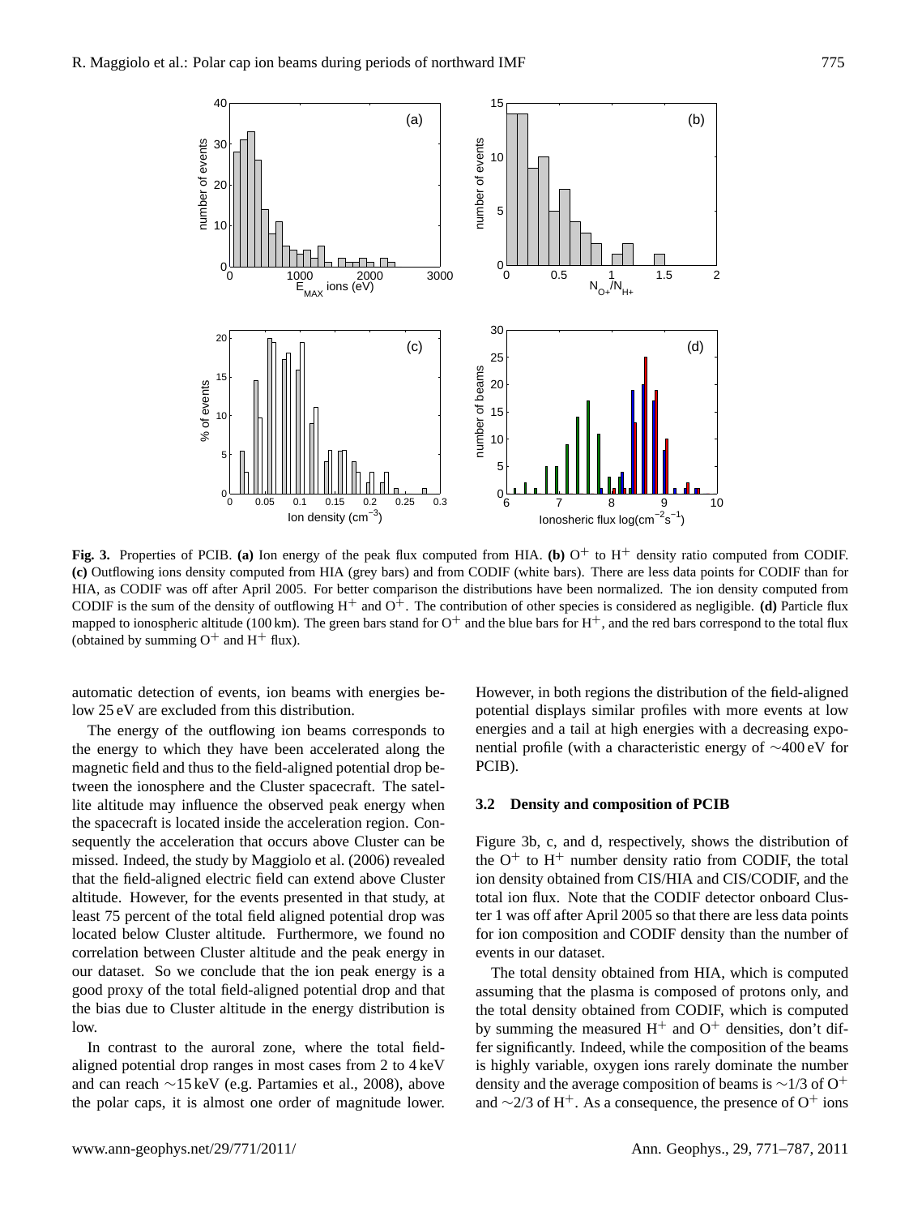**Fig. 3.** Properties of PCIB. **(a)** Ion energy of the peak flux computed from HIA. **(b)** $O^+$ to $H^+$ density ratio computed from CODIF. **(c)** Outflowing ions density computed from HIA (grey bars) and from CODIF (white bars). There are less data points for CODIF than for HIA, as CODIF was off after April 2005. For better comparison the distributions have been normalized. The ion density computed from CODIF is the sum of the density of outflowing $H^+$ and $O^+$. The contribution of other species is considered as negligible. **(d)** Particle flux mapped to ionospheric altitude (100 km). The green bars stand for $O^+$ and the blue bars for $H^+$, and the red bars correspond to the total flux (obtained by summing $O^+$ and $H^+$ flux).

automatic detection of events, ion beams with energies below 25 eV are excluded from this distribution.

The energy of the outflowing ion beams corresponds to the energy to which they have been accelerated along the magnetic field and thus to the field-aligned potential drop between the ionosphere and the Cluster spacecraft. The satellite altitude may influence the observed peak energy when the spacecraft is located inside the acceleration region. Consequently the acceleration that occurs above Cluster can be missed. Indeed, the study by Maggiolo et al. (2006) revealed that the field-aligned electric field can extend above Cluster altitude. However, for the events presented in that study, at least 75 percent of the total field aligned potential drop was located below Cluster altitude. Furthermore, we found no correlation between Cluster altitude and the peak energy in our dataset. So we conclude that the ion peak energy is a good proxy of the total field-aligned potential drop and that the bias due to Cluster altitude in the energy distribution is low.

In contrast to the auroral zone, where the total field-aligned potential drop ranges in most cases from 2 to 4 keV and can reach ∼15 keV (e.g. Partamies et al., 2008), above the polar caps, it is almost one order of magnitude lower. However, in both regions the distribution of the field-aligned potential displays similar profiles with more events at low energies and a tail at high energies with a decreasing exponential profile (with a characteristic energy of ∼400 eV for PCIB).

### 3.2 Density and composition of PCIB

Figure 3b, c, and d, respectively, shows the distribution of the $O^+$ to $H^+$ number density ratio from CODIF, the total ion density obtained from CIS/HIA and CIS/CODIF, and the total ion flux. Note that the CODIF detector onboard Cluster 1 was off after April 2005 so that there are less data points for ion composition and CODIF density than the number of events in our dataset.

The total density obtained from HIA, which is computed assuming that the plasma is composed of protons only, and the total density obtained from CODIF, which is computed by summing the measured $H^+$ and $O^+$ densities, don't differ significantly. Indeed, while the composition of the beams is highly variable, oxygen ions rarely dominate the number density and the average composition of beams is ∼1/3 of $O^+$ and ∼2/3 of $H^+$. As a consequence, the presence of $O^+$ ions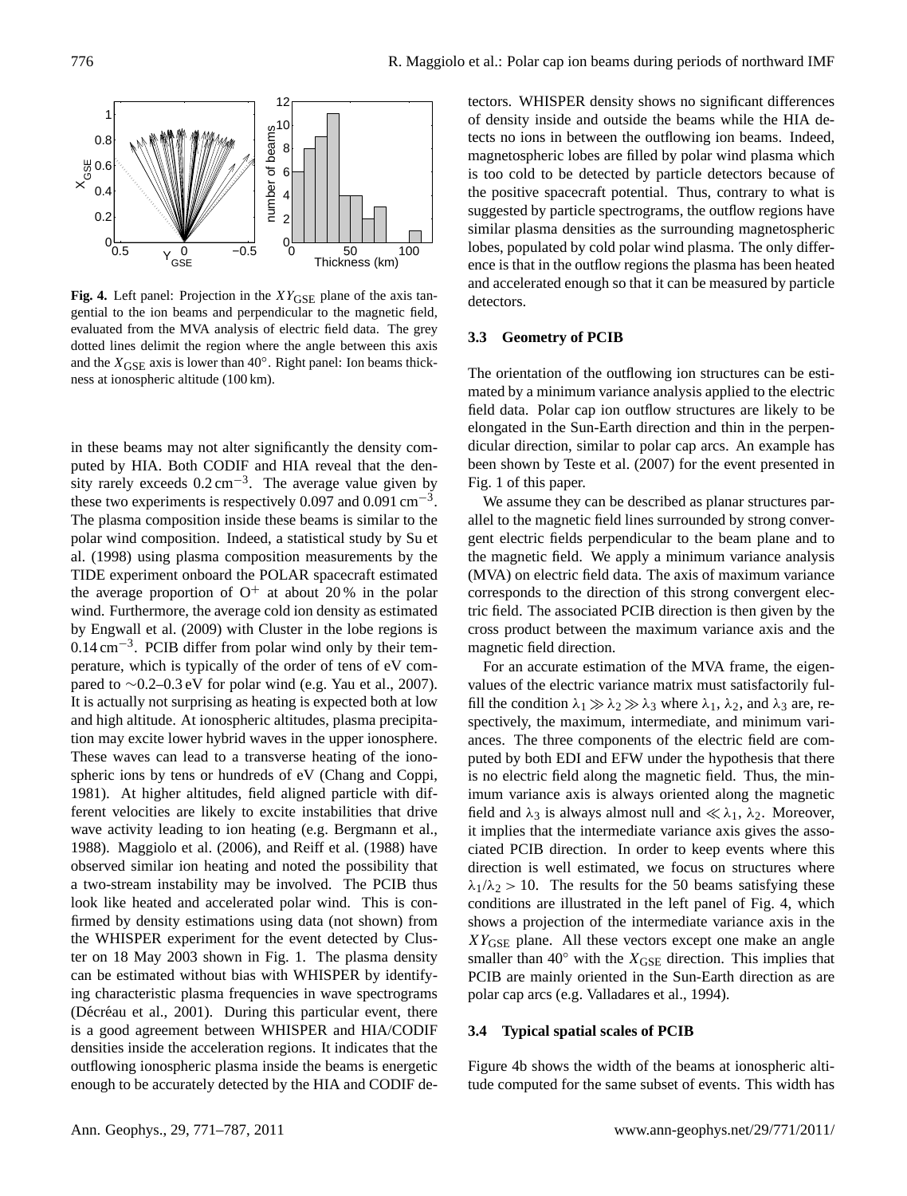**Fig. 4.** Left panel: Projection in the $XY_{\mathrm{GSE}}$ plane of the axis tangential to the ion beams and perpendicular to the magnetic field, evaluated from the MVA analysis of electric field data. The grey dotted lines delimit the region where the angle between this axis and the $X_{\mathrm{GSE}}$ axis is lower than 40°. Right panel: Ion beams thickness at ionospheric altitude (100 km).

in these beams may not alter significantly the density computed by HIA. Both CODIF and HIA reveal that the density rarely exceeds 0.2 cm$^{-3}$. The average value given by these two experiments is respectively 0.097 and 0.091 cm$^{-3}$. The plasma composition inside these beams is similar to the polar wind composition. Indeed, a statistical study by Su et al. (1998) using plasma composition measurements by the TIDE experiment onboard the POLAR spacecraft estimated the average proportion of $O^+$ at about 20 % in the polar wind. Furthermore, the average cold ion density as estimated by Engwall et al. (2009) with Cluster in the lobe regions is 0.14 cm$^{-3}$. PCIB differ from polar wind only by their temperature, which is typically of the order of tens of eV compared to ∼0.2–0.3 eV for polar wind (e.g. Yau et al., 2007). It is actually not surprising as heating is expected both at low and high altitude. At ionospheric altitudes, plasma precipitation may excite lower hybrid waves in the upper ionosphere. These waves can lead to a transverse heating of the ionospheric ions by tens or hundreds of eV (Chang and Coppi, 1981). At higher altitudes, field aligned particle with different velocities are likely to excite instabilities that drive wave activity leading to ion heating (e.g. Bergmann et al., 1988). Maggiolo et al. (2006), and Reiff et al. (1988) have observed similar ion heating and noted the possibility that a two-stream instability may be involved. The PCIB thus look like heated and accelerated polar wind. This is confirmed by density estimations using data (not shown) from the WHISPER experiment for the event detected by Cluster on 18 May 2003 shown in Fig. 1. The plasma density can be estimated without bias with WHISPER by identifying characteristic plasma frequencies in wave spectrograms (Décréau et al., 2001). During this particular event, there is a good agreement between WHISPER and HIA/CODIF densities inside the acceleration regions. It indicates that the outflowing ionospheric plasma inside the beams is energetic enough to be accurately detected by the HIA and CODIF detectors. WHISPER density shows no significant differences of density inside and outside the beams while the HIA detects no ions in between the outflowing ion beams. Indeed, magnetospheric lobes are filled by polar wind plasma which is too cold to be detected by particle detectors because of the positive spacecraft potential. Thus, contrary to what is suggested by particle spectrograms, the outflow regions have similar plasma densities as the surrounding magnetospheric lobes, populated by cold polar wind plasma. The only difference is that in the outflow regions the plasma has been heated and accelerated enough so that it can be measured by particle detectors.

### 3.3 Geometry of PCIB

The orientation of the outflowing ion structures can be estimated by a minimum variance analysis applied to the electric field data. Polar cap ion outflow structures are likely to be elongated in the Sun-Earth direction and thin in the perpendicular direction, similar to polar cap arcs. An example has been shown by Teste et al. (2007) for the event presented in Fig. 1 of this paper.

We assume they can be described as planar structures parallel to the magnetic field lines surrounded by strong convergent electric fields perpendicular to the beam plane and to the magnetic field. We apply a minimum variance analysis (MVA) on electric field data. The axis of maximum variance corresponds to the direction of this strong convergent electric field. The associated PCIB direction is then given by the cross product between the maximum variance axis and the magnetic field direction.

For an accurate estimation of the MVA frame, the eigenvalues of the electric variance matrix must satisfactorily fulfill the condition $\lambda_1 \gg \lambda_2 \gg \lambda_3$ where $\lambda_1$, $\lambda_2$, and $\lambda_3$ are, respectively, the maximum, intermediate, and minimum variances. The three components of the electric field are computed by both EDI and EFW under the hypothesis that there is no electric field along the magnetic field. Thus, the minimum variance axis is always oriented along the magnetic field and $\lambda_3$ is always almost null and $\ll \lambda_1, \lambda_2$. Moreover, it implies that the intermediate variance axis gives the associated PCIB direction. In order to keep events where this direction is well estimated, we focus on structures where $\lambda_1/\lambda_2 > 10$. The results for the 50 beams satisfying these conditions are illustrated in the left panel of Fig. 4, which shows a projection of the intermediate variance axis in the $XY_{\mathrm{GSE}}$ plane. All these vectors except one make an angle smaller than 40° with the $X_{\mathrm{GSE}}$ direction. This implies that PCIB are mainly oriented in the Sun-Earth direction as are polar cap arcs (e.g. Valladares et al., 1994).

### 3.4 Typical spatial scales of PCIB

Figure 4b shows the width of the beams at ionospheric altitude computed for the same subset of events. This width has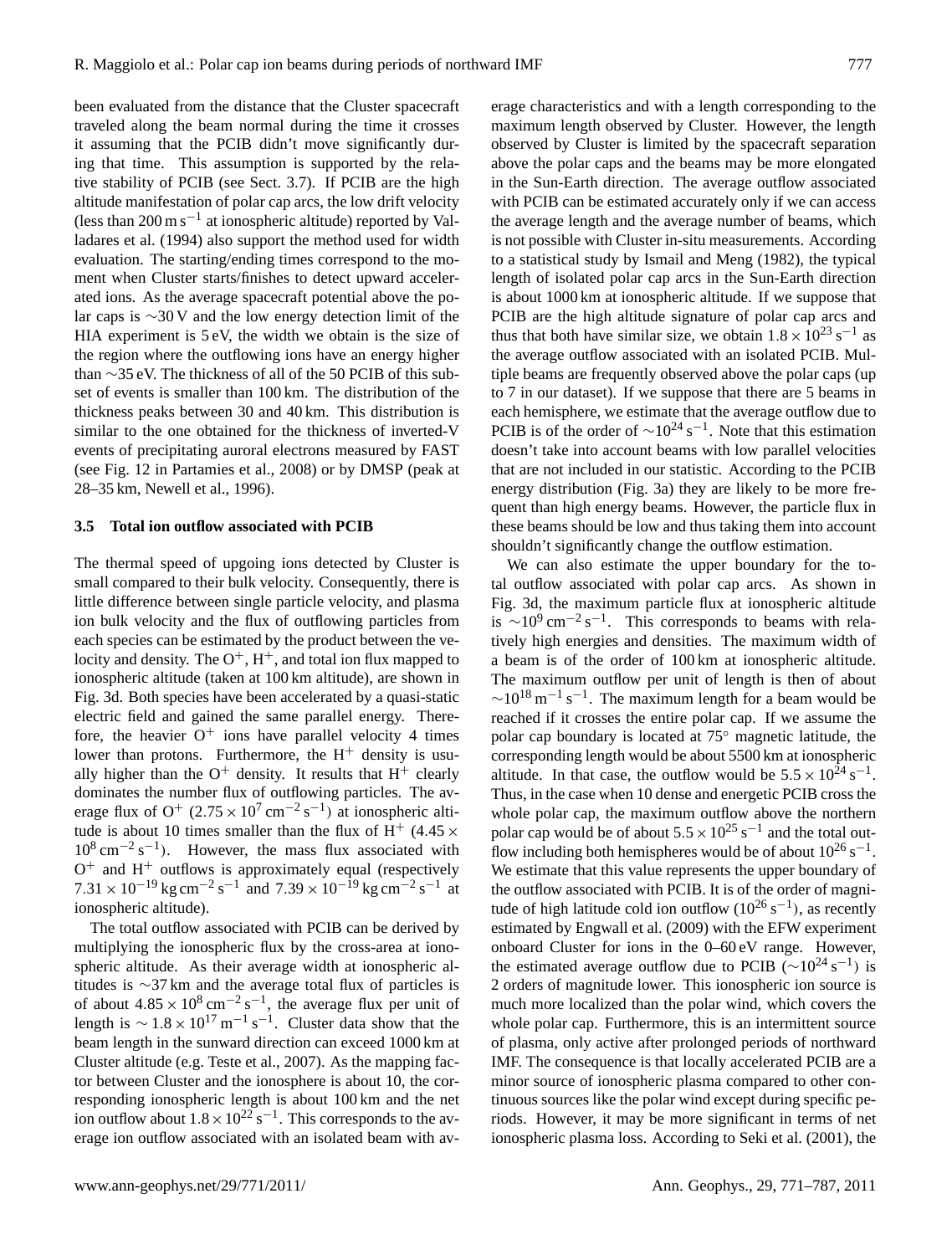been evaluated from the distance that the Cluster spacecraft traveled along the beam normal during the time it crosses it assuming that the PCIB didn't move significantly during that time. This assumption is supported by the relative stability of PCIB (see Sect. 3.7). If PCIB are the high altitude manifestation of polar cap arcs, the low drift velocity (less than $200\,\mathrm{m\,s^{-1}}$ at ionospheric altitude) reported by Valladares et al. (1994) also support the method used for width evaluation. The starting/ending times correspond to the moment when Cluster starts/finishes to detect upward accelerated ions. As the average spacecraft potential above the polar caps is $\sim$30 V and the low energy detection limit of the HIA experiment is 5 eV, the width we obtain is the size of the region where the outflowing ions have an energy higher than $\sim$35 eV. The thickness of all of the 50 PCIB of this subset of events is smaller than 100 km. The distribution of the thickness peaks between 30 and 40 km. This distribution is similar to the one obtained for the thickness of inverted-V events of precipitating auroral electrons measured by FAST (see Fig. 12 in Partamies et al., 2008) or by DMSP (peak at 28–35 km, Newell et al., 1996).

### 3.5 Total ion outflow associated with PCIB

The thermal speed of upgoing ions detected by Cluster is small compared to their bulk velocity. Consequently, there is little difference between single particle velocity, and plasma ion bulk velocity and the flux of outflowing particles from each species can be estimated by the product between the velocity and density. The $O^+$, $H^+$, and total ion flux mapped to ionospheric altitude (taken at 100 km altitude), are shown in Fig. 3d. Both species have been accelerated by a quasi-static electric field and gained the same parallel energy. Therefore, the heavier $O^+$ ions have parallel velocity 4 times lower than protons. Furthermore, the $H^+$ density is usually higher than the $O^+$ density. It results that $H^+$ clearly dominates the number flux of outflowing particles. The average flux of $O^+$ ($2.75\times10^7\,\mathrm{cm^{-2}\,s^{-1}}$) at ionospheric altitude is about 10 times smaller than the flux of $H^+$ ($4.45\times10^8\,\mathrm{cm^{-2}\,s^{-1}}$). However, the mass flux associated with $O^+$ and $H^+$ outflows is approximately equal (respectively $7.31\times10^{-19}\,\mathrm{kg\,cm^{-2}\,s^{-1}}$ and $7.39\times10^{-19}\,\mathrm{kg\,cm^{-2}\,s^{-1}}$ at ionospheric altitude).

The total outflow associated with PCIB can be derived by multiplying the ionospheric flux by the cross-area at ionospheric altitude. As their average width at ionospheric altitudes is $\sim$37 km and the average total flux of particles is of about $4.85\times10^8\,\mathrm{cm^{-2}\,s^{-1}}$, the average flux per unit of length is $\sim1.8\times10^{17}\,\mathrm{m^{-1}\,s^{-1}}$. Cluster data show that the beam length in the sunward direction can exceed 1000 km at Cluster altitude (e.g. Teste et al., 2007). As the mapping factor between Cluster and the ionosphere is about 10, the corresponding ionospheric length is about 100 km and the net ion outflow about $1.8\times10^{22}\,\mathrm{s^{-1}}$. This corresponds to the average ion outflow associated with an isolated beam with average characteristics and with a length corresponding to the maximum length observed by Cluster. However, the length observed by Cluster is limited by the spacecraft separation above the polar caps and the beams may be more elongated in the Sun-Earth direction. The average outflow associated with PCIB can be estimated accurately only if we can access the average length and the average number of beams, which is not possible with Cluster in-situ measurements. According to a statistical study by Ismail and Meng (1982), the typical length of isolated polar cap arcs in the Sun-Earth direction is about 1000 km at ionospheric altitude. If we suppose that PCIB are the high altitude signature of polar cap arcs and thus that both have similar size, we obtain $1.8\times10^{23}\,\mathrm{s^{-1}}$ as the average outflow associated with an isolated PCIB. Multiple beams are frequently observed above the polar caps (up to 7 in our dataset). If we suppose that there are 5 beams in each hemisphere, we estimate that the average outflow due to PCIB is of the order of $\sim10^{24}\,\mathrm{s^{-1}}$. Note that this estimation doesn't take into account beams with low parallel velocities that are not included in our statistic. According to the PCIB energy distribution (Fig. 3a) they are likely to be more frequent than high energy beams. However, the particle flux in these beams should be low and thus taking them into account shouldn't significantly change the outflow estimation.

We can also estimate the upper boundary for the total outflow associated with polar cap arcs. As shown in Fig. 3d, the maximum particle flux at ionospheric altitude is $\sim10^9\,\mathrm{cm^{-2}\,s^{-1}}$. This corresponds to beams with relatively high energies and densities. The maximum width of a beam is of the order of 100 km at ionospheric altitude. The maximum outflow per unit of length is then of about $\sim10^{18}\,\mathrm{m^{-1}\,s^{-1}}$. The maximum length for a beam would be reached if it crosses the entire polar cap. If we assume the polar cap boundary is located at 75° magnetic latitude, the corresponding length would be about 5500 km at ionospheric altitude. In that case, the outflow would be $5.5\times10^{24}\,\mathrm{s^{-1}}$. Thus, in the case when 10 dense and energetic PCIB cross the whole polar cap, the maximum outflow above the northern polar cap would be of about $5.5\times10^{25}\,\mathrm{s^{-1}}$ and the total outflow including both hemispheres would be of about $10^{26}\,\mathrm{s^{-1}}$. We estimate that this value represents the upper boundary of the outflow associated with PCIB. It is of the order of magnitude of high latitude cold ion outflow ($10^{26}\,\mathrm{s^{-1}}$), as recently estimated by Engwall et al. (2009) with the EFW experiment onboard Cluster for ions in the 0–60 eV range. However, the estimated average outflow due to PCIB ($\sim10^{24}\,\mathrm{s^{-1}}$) is 2 orders of magnitude lower. This ionospheric ion source is much more localized than the polar wind, which covers the whole polar cap. Furthermore, this is an intermittent source of plasma, only active after prolonged periods of northward IMF. The consequence is that locally accelerated PCIB are a minor source of ionospheric plasma compared to other continuous sources like the polar wind except during specific periods. However, it may be more significant in terms of net ionospheric plasma loss. According to Seki et al. (2001), the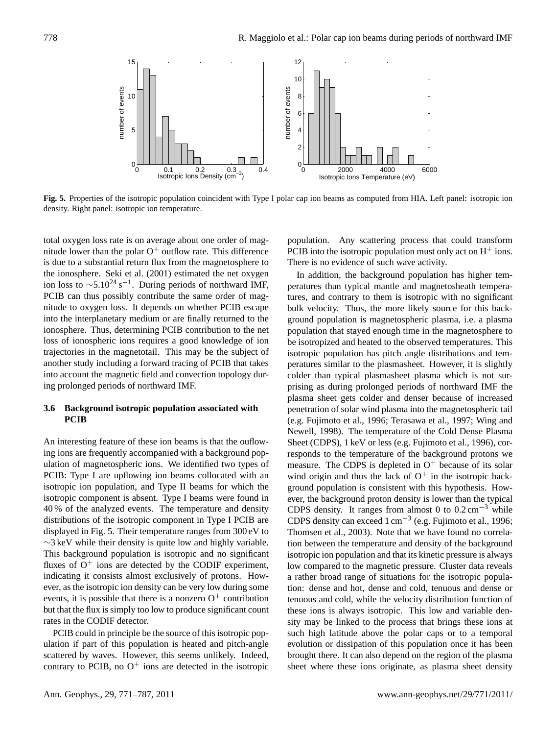**Fig. 5.** Properties of the isotropic population coincident with Type I polar cap ion beams as computed from HIA. Left panel: isotropic ion density. Right panel: isotropic ion temperature.

total oxygen loss rate is on average about one order of magnitude lower than the polar $O^+$ outflow rate. This difference is due to a substantial return flux from the magnetosphere to the ionosphere. Seki et al. (2001) estimated the net oxygen ion loss to $\sim 5.10^{24}\,s^{-1}$. During periods of northward IMF, PCIB can thus possibly contribute the same order of magnitude to oxygen loss. It depends on whether PCIB escape into the interplanetary medium or are finally returned to the ionosphere. Thus, determining PCIB contribution to the net loss of ionospheric ions requires a good knowledge of ion trajectories in the magnetotail. This may be the subject of another study including a forward tracing of PCIB that takes into account the magnetic field and convection topology during prolonged periods of northward IMF.

### 3.6 Background isotropic population associated with PCIB

An interesting feature of these ion beams is that the outflowing ions are frequently accompanied with a background population of magnetospheric ions. We identified two types of PCIB: Type I are upflowing ion beams collocated with an isotropic ion population, and Type II beams for which the isotropic component is absent. Type I beams were found in 40 % of the analyzed events. The temperature and density distributions of the isotropic component in Type I PCIB are displayed in Fig. 5. Their temperature ranges from 300 eV to $\sim$3 keV while their density is quite low and highly variable. This background population is isotropic and no significant fluxes of $O^+$ ions are detected by the CODIF experiment, indicating it consists almost exclusively of protons. However, as the isotropic ion density can be very low during some events, it is possible that there is a nonzero $O^+$ contribution but that the flux is simply too low to produce significant count rates in the CODIF detector.

PCIB could in principle be the source of this isotropic population if part of this population is heated and pitch-angle scattered by waves. However, this seems unlikely. Indeed, contrary to PCIB, no $O^+$ ions are detected in the isotropic population. Any scattering process that could transform PCIB into the isotropic population must only act on $H^+$ ions. There is no evidence of such wave activity.

In addition, the background population has higher temperatures than typical mantle and magnetosheath temperatures, and contrary to them is isotropic with no significant bulk velocity. Thus, the more likely source for this background population is magnetospheric plasma, i.e. a plasma population that stayed enough time in the magnetosphere to be isotropized and heated to the observed temperatures. This isotropic population has pitch angle distributions and temperatures similar to the plasmasheet. However, it is slightly colder than typical plasmasheet plasma which is not surprising as during prolonged periods of northward IMF the plasma sheet gets colder and denser because of increased penetration of solar wind plasma into the magnetospheric tail (e.g. Fujimoto et al., 1996; Terasawa et al., 1997; Wing and Newell, 1998). The temperature of the Cold Dense Plasma Sheet (CDPS), 1 keV or less (e.g. Fujimoto et al., 1996), corresponds to the temperature of the background protons we measure. The CDPS is depleted in $O^+$ because of its solar wind origin and thus the lack of $O^+$ in the isotropic background population is consistent with this hypothesis. However, the background proton density is lower than the typical CDPS density. It ranges from almost 0 to $0.2\,cm^{-3}$ while CDPS density can exceed $1\,cm^{-3}$ (e.g. Fujimoto et al., 1996; Thomsen et al., 2003). Note that we have found no correlation between the temperature and density of the background isotropic ion population and that its kinetic pressure is always low compared to the magnetic pressure. Cluster data reveals a rather broad range of situations for the isotropic population: dense and hot, dense and cold, tenuous and dense or tenuous and cold, while the velocity distribution function of these ions is always isotropic. This low and variable density may be linked to the process that brings these ions at such high latitude above the polar caps or to a temporal evolution or dissipation of this population once it has been brought there. It can also depend on the region of the plasma sheet where these ions originate, as plasma sheet density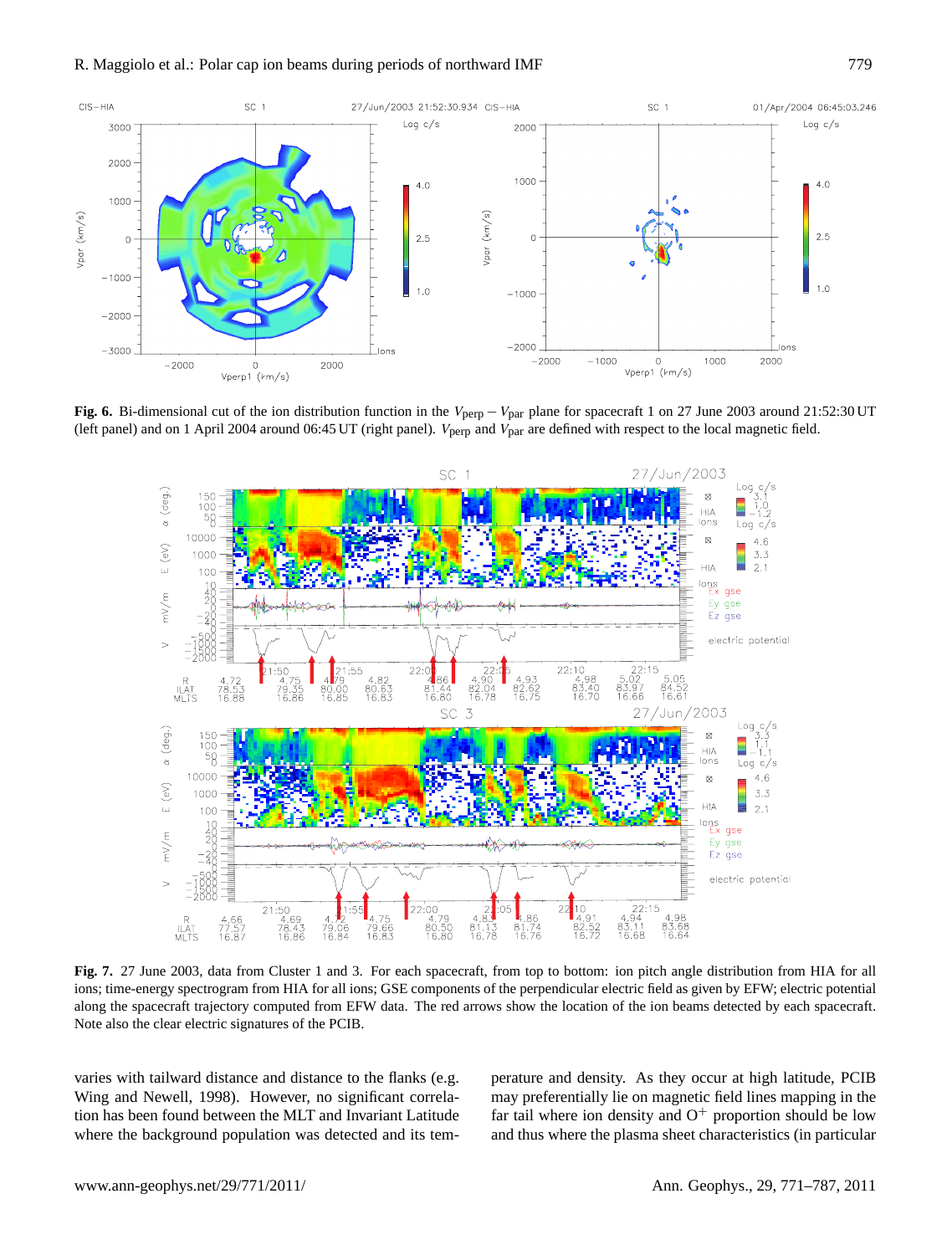**Fig. 6.** Bi-dimensional cut of the ion distribution function in the $V_{\mathrm{perp}}-V_{\mathrm{par}}$ plane for spacecraft 1 on 27 June 2003 around 21:52:30 UT (left panel) and on 1 April 2004 around 06:45 UT (right panel). $V_{\mathrm{perp}}$ and $V_{\mathrm{par}}$ are defined with respect to the local magnetic field.

**Fig. 7.** 27 June 2003, data from Cluster 1 and 3. For each spacecraft, from top to bottom: ion pitch angle distribution from HIA for all ions; time-energy spectrogram from HIA for all ions; GSE components of the perpendicular electric field as given by EFW; electric potential along the spacecraft trajectory computed from EFW data. The red arrows show the location of the ion beams detected by each spacecraft. Note also the clear electric signatures of the PCIB.

varies with tailward distance and distance to the flanks (e.g. Wing and Newell, 1998). However, no significant correlation has been found between the MLT and Invariant Latitude where the background population was detected and its temperature and density. As they occur at high latitude, PCIB may preferentially lie on magnetic field lines mapping in the far tail where ion density and $O^{+}$ proportion should be low and thus where the plasma sheet characteristics (in particular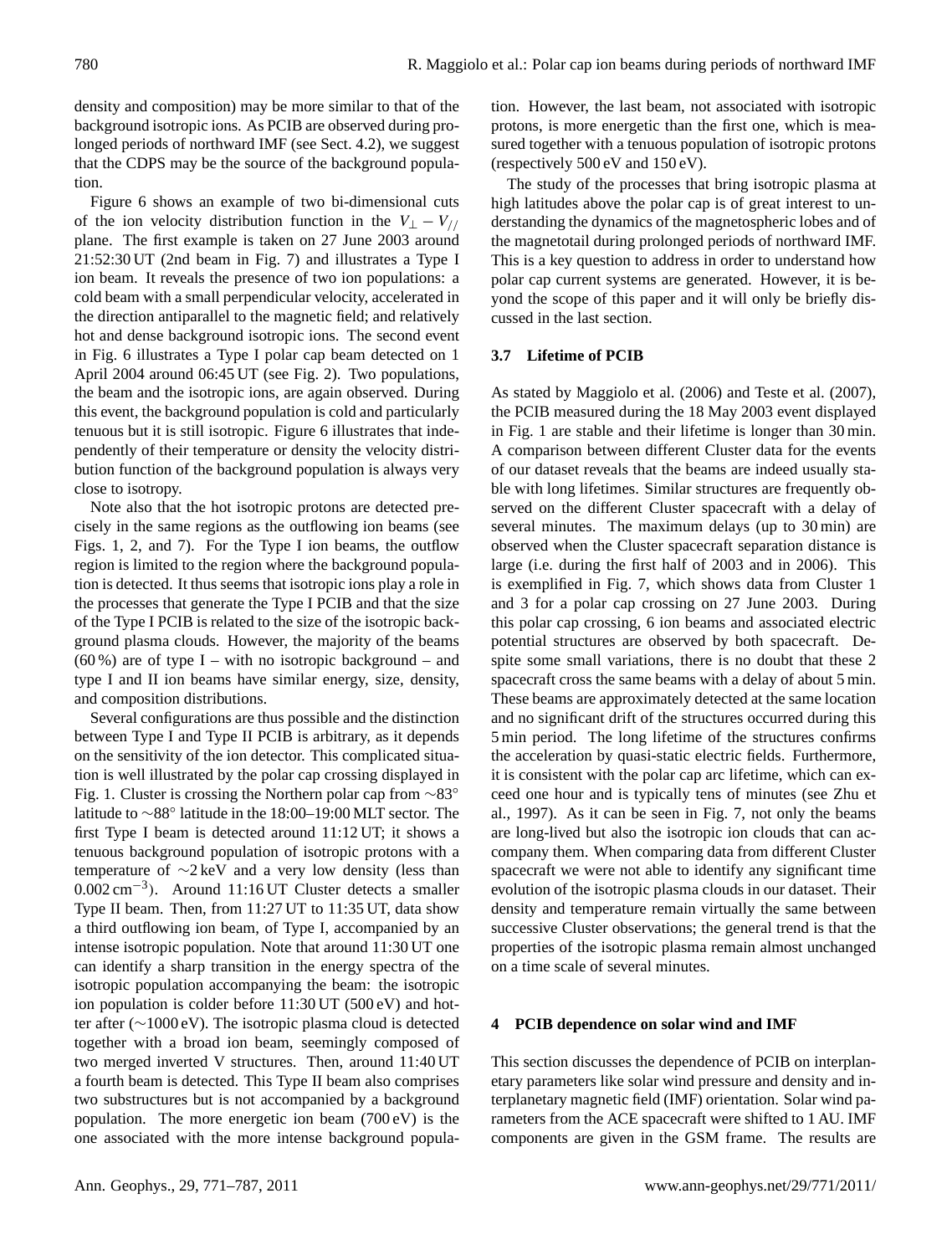density and composition) may be more similar to that of the background isotropic ions. As PCIB are observed during prolonged periods of northward IMF (see Sect. 4.2), we suggest that the CDPS may be the source of the background population.

Figure 6 shows an example of two bi-dimensional cuts of the ion velocity distribution function in the $V_{\perp} - V_{//}$ plane. The first example is taken on 27 June 2003 around 21:52:30 UT (2nd beam in Fig. 7) and illustrates a Type I ion beam. It reveals the presence of two ion populations: a cold beam with a small perpendicular velocity, accelerated in the direction antiparallel to the magnetic field; and relatively hot and dense background isotropic ions. The second event in Fig. 6 illustrates a Type I polar cap beam detected on 1 April 2004 around 06:45 UT (see Fig. 2). Two populations, the beam and the isotropic ions, are again observed. During this event, the background population is cold and particularly tenuous but it is still isotropic. Figure 6 illustrates that independently of their temperature or density the velocity distribution function of the background population is always very close to isotropy.

Note also that the hot isotropic protons are detected precisely in the same regions as the outflowing ion beams (see Figs. 1, 2, and 7). For the Type I ion beams, the outflow region is limited to the region where the background population is detected. It thus seems that isotropic ions play a role in the processes that generate the Type I PCIB and that the size of the Type I PCIB is related to the size of the isotropic background plasma clouds. However, the majority of the beams (60 %) are of type I – with no isotropic background – and type I and II ion beams have similar energy, size, density, and composition distributions.

Several configurations are thus possible and the distinction between Type I and Type II PCIB is arbitrary, as it depends on the sensitivity of the ion detector. This complicated situation is well illustrated by the polar cap crossing displayed in Fig. 1. Cluster is crossing the Northern polar cap from $\sim 83^{\circ}$ latitude to $\sim 88^{\circ}$ latitude in the 18:00–19:00 MLT sector. The first Type I beam is detected around 11:12 UT; it shows a tenuous background population of isotropic protons with a temperature of $\sim 2$ keV and a very low density (less than $0.002\,\mathrm{cm}^{-3}$). Around 11:16 UT Cluster detects a smaller Type II beam. Then, from 11:27 UT to 11:35 UT, data show a third outflowing ion beam, of Type I, accompanied by an intense isotropic population. Note that around 11:30 UT one can identify a sharp transition in the energy spectra of the isotropic population accompanying the beam: the isotropic ion population is colder before 11:30 UT (500 eV) and hotter after ($\sim 1000$ eV). The isotropic plasma cloud is detected together with a broad ion beam, seemingly composed of two merged inverted V structures. Then, around 11:40 UT a fourth beam is detected. This Type II beam also comprises two substructures but is not accompanied by a background population. The more energetic ion beam (700 eV) is the one associated with the more intense background population. However, the last beam, not associated with isotropic protons, is more energetic than the first one, which is measured together with a tenuous population of isotropic protons (respectively 500 eV and 150 eV).

The study of the processes that bring isotropic plasma at high latitudes above the polar cap is of great interest to understanding the dynamics of the magnetospheric lobes and of the magnetotail during prolonged periods of northward IMF. This is a key question to address in order to understand how polar cap current systems are generated. However, it is beyond the scope of this paper and it will only be briefly discussed in the last section.

### 3.7 Lifetime of PCIB

As stated by Maggiolo et al. (2006) and Teste et al. (2007), the PCIB measured during the 18 May 2003 event displayed in Fig. 1 are stable and their lifetime is longer than 30 min. A comparison between different Cluster data for the events of our dataset reveals that the beams are indeed usually stable with long lifetimes. Similar structures are frequently observed on the different Cluster spacecraft with a delay of several minutes. The maximum delays (up to 30 min) are observed when the Cluster spacecraft separation distance is large (i.e. during the first half of 2003 and in 2006). This is exemplified in Fig. 7, which shows data from Cluster 1 and 3 for a polar cap crossing on 27 June 2003. During this polar cap crossing, 6 ion beams and associated electric potential structures are observed by both spacecraft. Despite some small variations, there is no doubt that these 2 spacecraft cross the same beams with a delay of about 5 min. These beams are approximately detected at the same location and no significant drift of the structures occurred during this 5 min period. The long lifetime of the structures confirms the acceleration by quasi-static electric fields. Furthermore, it is consistent with the polar cap arc lifetime, which can exceed one hour and is typically tens of minutes (see Zhu et al., 1997). As it can be seen in Fig. 7, not only the beams are long-lived but also the isotropic ion clouds that can accompany them. When comparing data from different Cluster spacecraft we were not able to identify any significant time evolution of the isotropic plasma clouds in our dataset. Their density and temperature remain virtually the same between successive Cluster observations; the general trend is that the properties of the isotropic plasma remain almost unchanged on a time scale of several minutes.

## 4 PCIB dependence on solar wind and IMF

This section discusses the dependence of PCIB on interplanetary parameters like solar wind pressure and density and interplanetary magnetic field (IMF) orientation. Solar wind parameters from the ACE spacecraft were shifted to 1 AU. IMF components are given in the GSM frame. The results are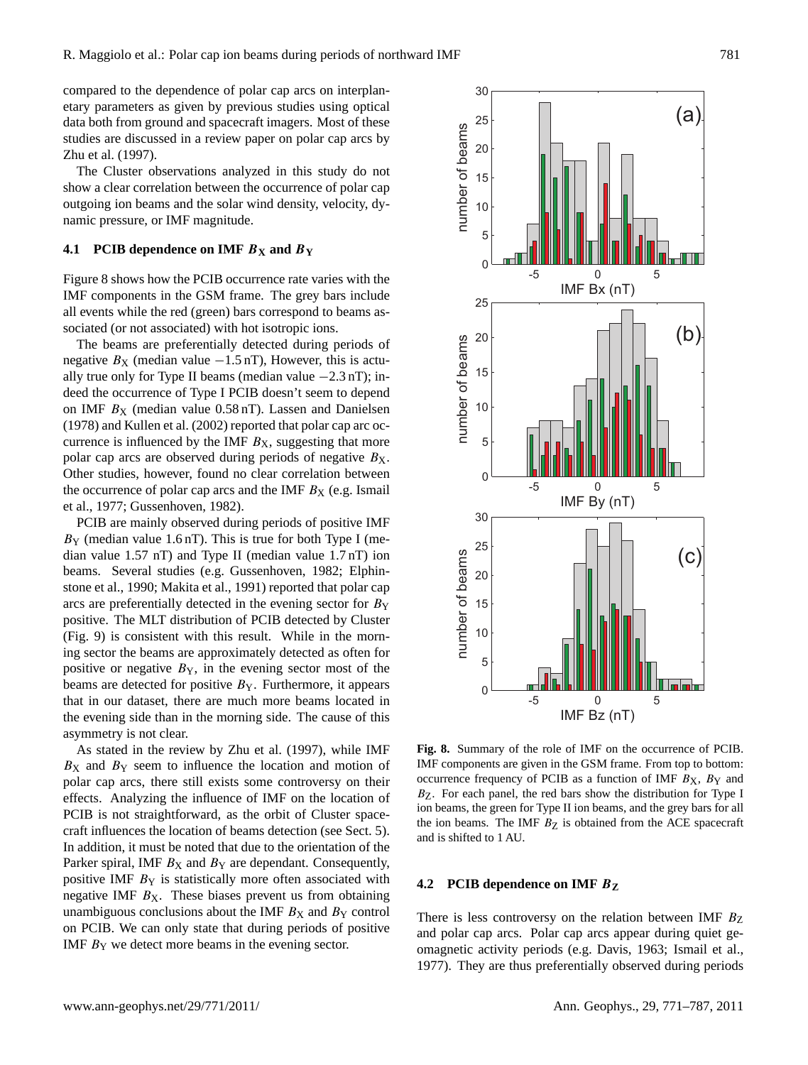compared to the dependence of polar cap arcs on interplanetary parameters as given by previous studies using optical data both from ground and spacecraft imagers. Most of these studies are discussed in a review paper on polar cap arcs by Zhu et al. (1997).

The Cluster observations analyzed in this study do not show a clear correlation between the occurrence of polar cap outgoing ion beams and the solar wind density, velocity, dynamic pressure, or IMF magnitude.

### 4.1 PCIB dependence on IMF $B_X$ and $B_Y$

Figure 8 shows how the PCIB occurrence rate varies with the IMF components in the GSM frame. The grey bars include all events while the red (green) bars correspond to beams associated (or not associated) with hot isotropic ions.

The beams are preferentially detected during periods of negative $B_X$ (median value −1.5 nT), However, this is actually true only for Type II beams (median value −2.3 nT); indeed the occurrence of Type I PCIB doesn't seem to depend on IMF $B_X$ (median value 0.58 nT). Lassen and Danielsen (1978) and Kullen et al. (2002) reported that polar cap arc occurrence is influenced by the IMF $B_X$, suggesting that more polar cap arcs are observed during periods of negative $B_X$. Other studies, however, found no clear correlation between the occurrence of polar cap arcs and the IMF $B_X$ (e.g. Ismail et al., 1977; Gussenhoven, 1982).

PCIB are mainly observed during periods of positive IMF $B_Y$ (median value 1.6 nT). This is true for both Type I (median value 1.57 nT) and Type II (median value 1.7 nT) ion beams. Several studies (e.g. Gussenhoven, 1982; Elphinstone et al., 1990; Makita et al., 1991) reported that polar cap arcs are preferentially detected in the evening sector for $B_Y$ positive. The MLT distribution of PCIB detected by Cluster (Fig. 9) is consistent with this result. While in the morning sector the beams are approximately detected as often for positive or negative $B_Y$, in the evening sector most of the beams are detected for positive $B_Y$. Furthermore, it appears that in our dataset, there are much more beams located in the evening side than in the morning side. The cause of this asymmetry is not clear.

As stated in the review by Zhu et al. (1997), while IMF $B_X$ and $B_Y$ seem to influence the location and motion of polar cap arcs, there still exists some controversy on their effects. Analyzing the influence of IMF on the location of PCIB is not straightforward, as the orbit of Cluster spacecraft influences the location of beams detection (see Sect. 5). In addition, it must be noted that due to the orientation of the Parker spiral, IMF $B_X$ and $B_Y$ are dependant. Consequently, positive IMF $B_Y$ is statistically more often associated with negative IMF $B_X$. These biases prevent us from obtaining unambiguous conclusions about the IMF $B_X$ and $B_Y$ control on PCIB. We can only state that during periods of positive IMF $B_Y$ we detect more beams in the evening sector.

**Fig. 8.** Summary of the role of IMF on the occurrence of PCIB. IMF components are given in the GSM frame. From top to bottom: occurrence frequency of PCIB as a function of IMF $B_X$, $B_Y$ and $B_Z$. For each panel, the red bars show the distribution for Type I ion beams, the green for Type II ion beams, and the grey bars for all the ion beams. The IMF $B_Z$ is obtained from the ACE spacecraft and is shifted to 1 AU.

### 4.2 PCIB dependence on IMF $B_Z$

There is less controversy on the relation between IMF $B_Z$ and polar cap arcs. Polar cap arcs appear during quiet geomagnetic activity periods (e.g. Davis, 1963; Ismail et al., 1977). They are thus preferentially observed during periods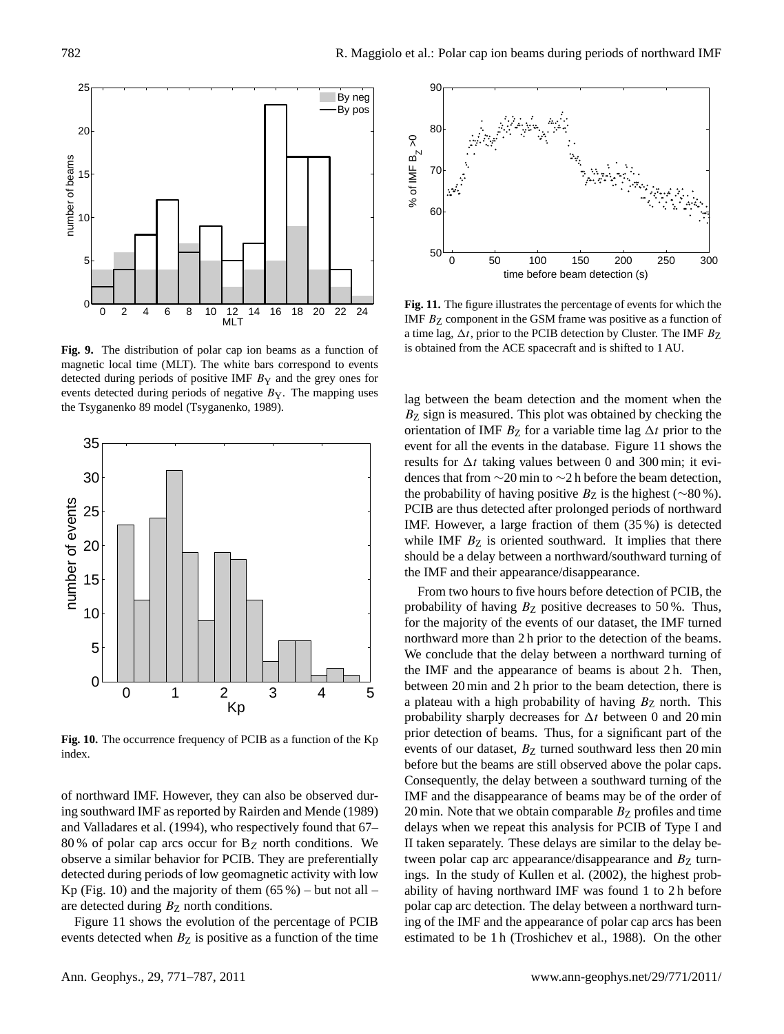**Fig. 9.** The distribution of polar cap ion beams as a function of magnetic local time (MLT). The white bars correspond to events detected during periods of positive IMF $B_Y$ and the grey ones for events detected during periods of negative $B_Y$. The mapping uses the Tsyganenko 89 model (Tsyganenko, 1989).

**Fig. 10.** The occurrence frequency of PCIB as a function of the Kp index.

of northward IMF. However, they can also be observed during southward IMF as reported by Rairden and Mende (1989) and Valladares et al. (1994), who respectively found that 67–80 % of polar cap arcs occur for $B_Z$ north conditions. We observe a similar behavior for PCIB. They are preferentially detected during periods of low geomagnetic activity with low Kp (Fig. 10) and the majority of them (65 %) – but not all – are detected during $B_Z$ north conditions.

Figure 11 shows the evolution of the percentage of PCIB events detected when $B_Z$ is positive as a function of the time lag between the beam detection and the moment when the $B_Z$ sign is measured. This plot was obtained by checking the orientation of IMF $B_Z$ for a variable time lag $\Delta t$ prior to the event for all the events in the database. Figure 11 shows the results for $\Delta t$ taking values between 0 and 300 min; it evidences that from ∼20 min to ∼2 h before the beam detection, the probability of having positive $B_Z$ is the highest (∼80 %). PCIB are thus detected after prolonged periods of northward IMF. However, a large fraction of them (35 %) is detected while IMF $B_Z$ is oriented southward. It implies that there should be a delay between a northward/southward turning of the IMF and their appearance/disappearance.

From two hours to five hours before detection of PCIB, the probability of having $B_Z$ positive decreases to 50 %. Thus, for the majority of the events of our dataset, the IMF turned northward more than 2 h prior to the detection of the beams. We conclude that the delay between a northward turning of the IMF and the appearance of beams is about 2 h. Then, between 20 min and 2 h prior to the beam detection, there is a plateau with a high probability of having $B_Z$ north. This probability sharply decreases for $\Delta t$ between 0 and 20 min prior detection of beams. Thus, for a significant part of the events of our dataset, $B_Z$ turned southward less then 20 min before but the beams are still observed above the polar caps. Consequently, the delay between a southward turning of the IMF and the disappearance of beams may be of the order of 20 min. Note that we obtain comparable $B_Z$ profiles and time delays when we repeat this analysis for PCIB of Type I and II taken separately. These delays are similar to the delay between polar cap arc appearance/disappearance and $B_Z$ turnings. In the study of Kullen et al. (2002), the highest probability of having northward IMF was found 1 to 2 h before polar cap arc detection. The delay between a northward turning of the IMF and the appearance of polar cap arcs has been estimated to be 1 h (Troshichev et al., 1988). On the other

**Fig. 11.** The figure illustrates the percentage of events for which the IMF $B_Z$ component in the GSM frame was positive as a function of a time lag, $\Delta t$, prior to the PCIB detection by Cluster. The IMF $B_Z$ is obtained from the ACE spacecraft and is shifted to 1 AU.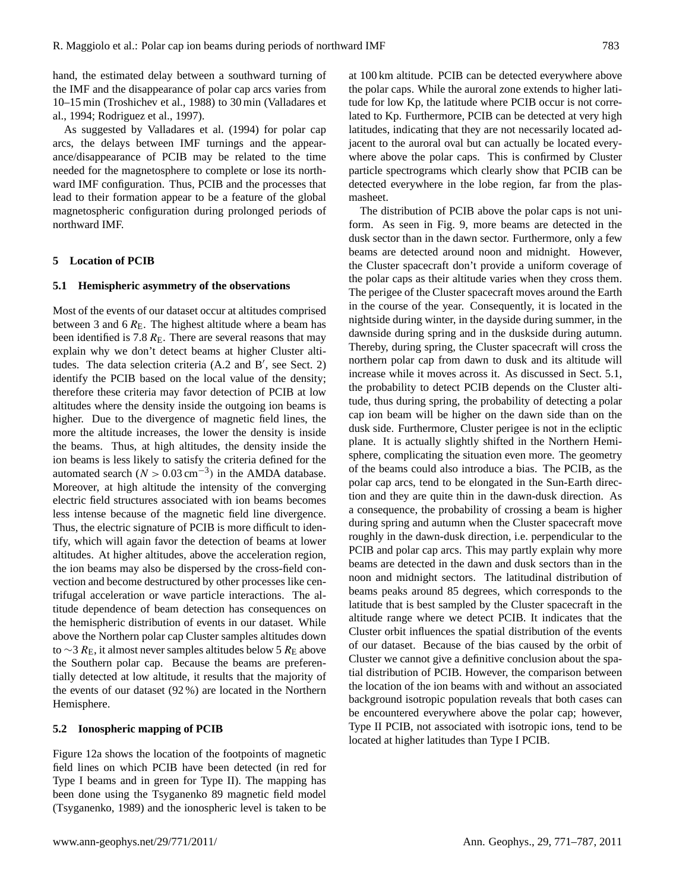hand, the estimated delay between a southward turning of the IMF and the disappearance of polar cap arcs varies from 10–15 min (Troshichev et al., 1988) to 30 min (Valladares et al., 1994; Rodriguez et al., 1997).

As suggested by Valladares et al. (1994) for polar cap arcs, the delays between IMF turnings and the appearance/disappearance of PCIB may be related to the time needed for the magnetosphere to complete or lose its northward IMF configuration. Thus, PCIB and the processes that lead to their formation appear to be a feature of the global magnetospheric configuration during prolonged periods of northward IMF.

## 5 Location of PCIB

### 5.1 Hemispheric asymmetry of the observations

Most of the events of our dataset occur at altitudes comprised between 3 and 6 $R_E$. The highest altitude where a beam has been identified is 7.8 $R_E$. There are several reasons that may explain why we don't detect beams at higher Cluster altitudes. The data selection criteria (A.2 and B′, see Sect. 2) identify the PCIB based on the local value of the density; therefore these criteria may favor detection of PCIB at low altitudes where the density inside the outgoing ion beams is higher. Due to the divergence of magnetic field lines, the more the altitude increases, the lower the density is inside the beams. Thus, at high altitudes, the density inside the ion beams is less likely to satisfy the criteria defined for the automated search ($N > 0.03\,\mathrm{cm}^{-3}$) in the AMDA database. Moreover, at high altitude the intensity of the converging electric field structures associated with ion beams becomes less intense because of the magnetic field line divergence. Thus, the electric signature of PCIB is more difficult to identify, which will again favor the detection of beams at lower altitudes. At higher altitudes, above the acceleration region, the ion beams may also be dispersed by the cross-field convection and become destructured by other processes like centrifugal acceleration or wave particle interactions. The altitude dependence of beam detection has consequences on the hemispheric distribution of events in our dataset. While above the Northern polar cap Cluster samples altitudes down to ~3 $R_E$, it almost never samples altitudes below 5 $R_E$ above the Southern polar cap. Because the beams are preferentially detected at low altitude, it results that the majority of the events of our dataset (92 %) are located in the Northern Hemisphere.

### 5.2 Ionospheric mapping of PCIB

Figure 12a shows the location of the footpoints of magnetic field lines on which PCIB have been detected (in red for Type I beams and in green for Type II). The mapping has been done using the Tsyganenko 89 magnetic field model (Tsyganenko, 1989) and the ionospheric level is taken to be at 100 km altitude. PCIB can be detected everywhere above the polar caps. While the auroral zone extends to higher latitude for low Kp, the latitude where PCIB occur is not correlated to Kp. Furthermore, PCIB can be detected at very high latitudes, indicating that they are not necessarily located adjacent to the auroral oval but can actually be located everywhere above the polar caps. This is confirmed by Cluster particle spectrograms which clearly show that PCIB can be detected everywhere in the lobe region, far from the plasmasheet.

The distribution of PCIB above the polar caps is not uniform. As seen in Fig. 9, more beams are detected in the dusk sector than in the dawn sector. Furthermore, only a few beams are detected around noon and midnight. However, the Cluster spacecraft don't provide a uniform coverage of the polar caps as their altitude varies when they cross them. The perigee of the Cluster spacecraft moves around the Earth in the course of the year. Consequently, it is located in the nightside during winter, in the dayside during summer, in the dawnside during spring and in the duskside during autumn. Thereby, during spring, the Cluster spacecraft will cross the northern polar cap from dawn to dusk and its altitude will increase while it moves across it. As discussed in Sect. 5.1, the probability to detect PCIB depends on the Cluster altitude, thus during spring, the probability of detecting a polar cap ion beam will be higher on the dawn side than on the dusk side. Furthermore, Cluster perigee is not in the ecliptic plane. It is actually slightly shifted in the Northern Hemisphere, complicating the situation even more. The geometry of the beams could also introduce a bias. The PCIB, as the polar cap arcs, tend to be elongated in the Sun-Earth direction and they are quite thin in the dawn-dusk direction. As a consequence, the probability of crossing a beam is higher during spring and autumn when the Cluster spacecraft move roughly in the dawn-dusk direction, i.e. perpendicular to the PCIB and polar cap arcs. This may partly explain why more beams are detected in the dawn and dusk sectors than in the noon and midnight sectors. The latitudinal distribution of beams peaks around 85 degrees, which corresponds to the latitude that is best sampled by the Cluster spacecraft in the altitude range where we detect PCIB. It indicates that the Cluster orbit influences the spatial distribution of the events of our dataset. Because of the bias caused by the orbit of Cluster we cannot give a definitive conclusion about the spatial distribution of PCIB. However, the comparison between the location of the ion beams with and without an associated background isotropic population reveals that both cases can be encountered everywhere above the polar cap; however, Type II PCIB, not associated with isotropic ions, tend to be located at higher latitudes than Type I PCIB.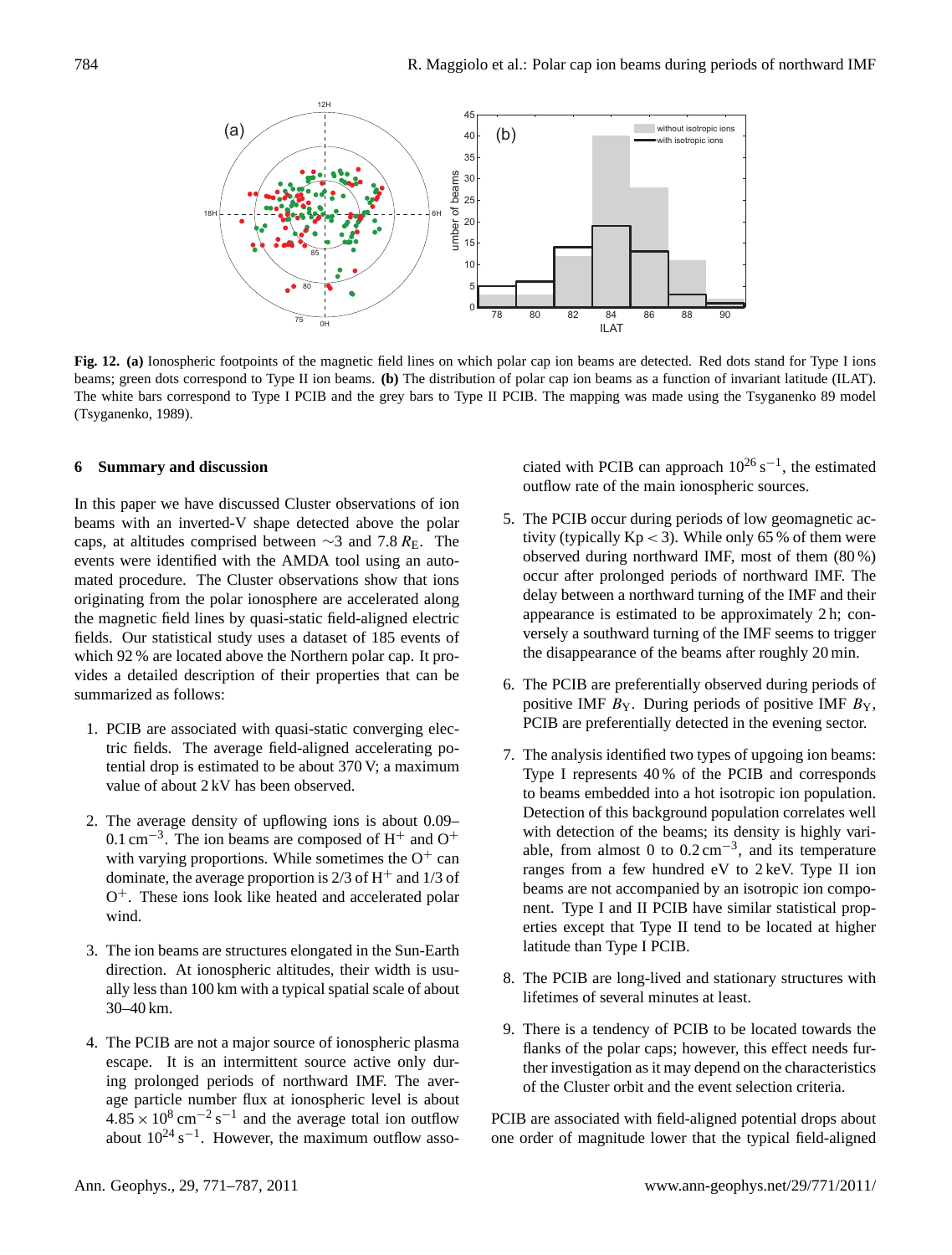**Fig. 12. (a)** Ionospheric footpoints of the magnetic field lines on which polar cap ion beams are detected. Red dots stand for Type I ions beams; green dots correspond to Type II ion beams. **(b)** The distribution of polar cap ion beams as a function of invariant latitude (ILAT). The white bars correspond to Type I PCIB and the grey bars to Type II PCIB. The mapping was made using the Tsyganenko 89 model (Tsyganenko, 1989).

## 6 Summary and discussion

In this paper we have discussed Cluster observations of ion beams with an inverted-V shape detected above the polar caps, at altitudes comprised between $\sim$3 and 7.8 $R_E$. The events were identified with the AMDA tool using an automated procedure. The Cluster observations show that ions originating from the polar ionosphere are accelerated along the magnetic field lines by quasi-static field-aligned electric fields. Our statistical study uses a dataset of 185 events of which 92 % are located above the Northern polar cap. It provides a detailed description of their properties that can be summarized as follows:

1. PCIB are associated with quasi-static converging electric fields. The average field-aligned accelerating potential drop is estimated to be about 370 V; a maximum value of about 2 kV has been observed.

2. The average density of upflowing ions is about 0.09–0.1 $\text{cm}^{-3}$. The ion beams are composed of $H^+$ and $O^+$ with varying proportions. While sometimes the $O^+$ can dominate, the average proportion is 2/3 of $H^+$ and 1/3 of $O^+$. These ions look like heated and accelerated polar wind.

3. The ion beams are structures elongated in the Sun-Earth direction. At ionospheric altitudes, their width is usually less than 100 km with a typical spatial scale of about 30–40 km.

4. The PCIB are not a major source of ionospheric plasma escape. It is an intermittent source active only during prolonged periods of northward IMF. The average particle number flux at ionospheric level is about $4.85 \times 10^8\ \text{cm}^{-2}\,\text{s}^{-1}$ and the average total ion outflow about $10^{24}\ \text{s}^{-1}$. However, the maximum outflow associated with PCIB can approach $10^{26}\ \text{s}^{-1}$, the estimated outflow rate of the main ionospheric sources.

5. The PCIB occur during periods of low geomagnetic activity (typically Kp < 3). While only 65 % of them were observed during northward IMF, most of them (80 %) occur after prolonged periods of northward IMF. The delay between a northward turning of the IMF and their appearance is estimated to be approximately 2 h; conversely a southward turning of the IMF seems to trigger the disappearance of the beams after roughly 20 min.

6. The PCIB are preferentially observed during periods of positive IMF $B_Y$. During periods of positive IMF $B_Y$, PCIB are preferentially detected in the evening sector.

7. The analysis identified two types of upgoing ion beams: Type I represents 40 % of the PCIB and corresponds to beams embedded into a hot isotropic ion population. Detection of this background population correlates well with detection of the beams; its density is highly variable, from almost 0 to 0.2 $\text{cm}^{-3}$, and its temperature ranges from a few hundred eV to 2 keV. Type II ion beams are not accompanied by an isotropic ion component. Type I and II PCIB have similar statistical properties except that Type II tend to be located at higher latitude than Type I PCIB.

8. The PCIB are long-lived and stationary structures with lifetimes of several minutes at least.

9. There is a tendency of PCIB to be located towards the flanks of the polar caps; however, this effect needs further investigation as it may depend on the characteristics of the Cluster orbit and the event selection criteria.

PCIB are associated with field-aligned potential drops about one order of magnitude lower that the typical field-aligned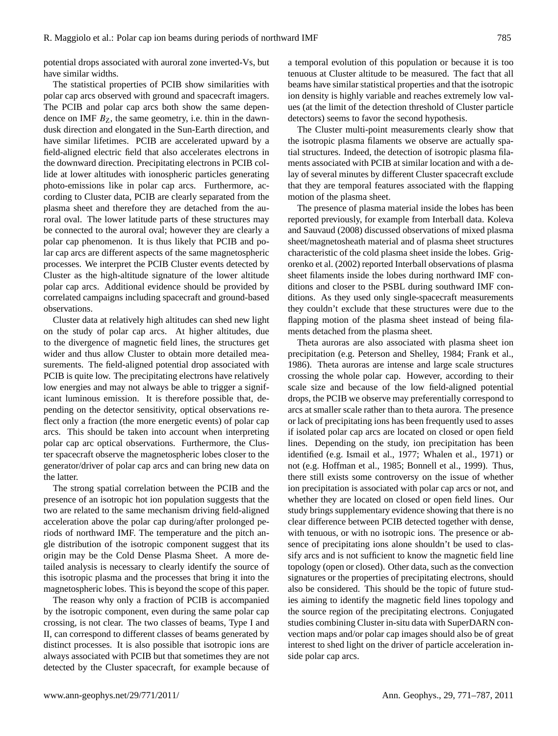potential drops associated with auroral zone inverted-Vs, but have similar widths.

The statistical properties of PCIB show similarities with polar cap arcs observed with ground and spacecraft imagers. The PCIB and polar cap arcs both show the same dependence on IMF $B_Z$, the same geometry, i.e. thin in the dawn-dusk direction and elongated in the Sun-Earth direction, and have similar lifetimes. PCIB are accelerated upward by a field-aligned electric field that also accelerates electrons in the downward direction. Precipitating electrons in PCIB collide at lower altitudes with ionospheric particles generating photo-emissions like in polar cap arcs. Furthermore, according to Cluster data, PCIB are clearly separated from the plasma sheet and therefore they are detached from the auroral oval. The lower latitude parts of these structures may be connected to the auroral oval; however they are clearly a polar cap phenomenon. It is thus likely that PCIB and polar cap arcs are different aspects of the same magnetospheric processes. We interpret the PCIB Cluster events detected by Cluster as the high-altitude signature of the lower altitude polar cap arcs. Additional evidence should be provided by correlated campaigns including spacecraft and ground-based observations.

Cluster data at relatively high altitudes can shed new light on the study of polar cap arcs. At higher altitudes, due to the divergence of magnetic field lines, the structures get wider and thus allow Cluster to obtain more detailed measurements. The field-aligned potential drop associated with PCIB is quite low. The precipitating electrons have relatively low energies and may not always be able to trigger a significant luminous emission. It is therefore possible that, depending on the detector sensitivity, optical observations reflect only a fraction (the more energetic events) of polar cap arcs. This should be taken into account when interpreting polar cap arc optical observations. Furthermore, the Cluster spacecraft observe the magnetospheric lobes closer to the generator/driver of polar cap arcs and can bring new data on the latter.

The strong spatial correlation between the PCIB and the presence of an isotropic hot ion population suggests that the two are related to the same mechanism driving field-aligned acceleration above the polar cap during/after prolonged periods of northward IMF. The temperature and the pitch angle distribution of the isotropic component suggest that its origin may be the Cold Dense Plasma Sheet. A more detailed analysis is necessary to clearly identify the source of this isotropic plasma and the processes that bring it into the magnetospheric lobes. This is beyond the scope of this paper.

The reason why only a fraction of PCIB is accompanied by the isotropic component, even during the same polar cap crossing, is not clear. The two classes of beams, Type I and II, can correspond to different classes of beams generated by distinct processes. It is also possible that isotropic ions are always associated with PCIB but that sometimes they are not detected by the Cluster spacecraft, for example because of a temporal evolution of this population or because it is too tenuous at Cluster altitude to be measured. The fact that all beams have similar statistical properties and that the isotropic ion density is highly variable and reaches extremely low values (at the limit of the detection threshold of Cluster particle detectors) seems to favor the second hypothesis.

The Cluster multi-point measurements clearly show that the isotropic plasma filaments we observe are actually spatial structures. Indeed, the detection of isotropic plasma filaments associated with PCIB at similar location and with a delay of several minutes by different Cluster spacecraft exclude that they are temporal features associated with the flapping motion of the plasma sheet.

The presence of plasma material inside the lobes has been reported previously, for example from Interball data. Koleva and Sauvaud (2008) discussed observations of mixed plasma sheet/magnetosheath material and of plasma sheet structures characteristic of the cold plasma sheet inside the lobes. Grigorenko et al. (2002) reported Interball observations of plasma sheet filaments inside the lobes during northward IMF conditions and closer to the PSBL during southward IMF conditions. As they used only single-spacecraft measurements they couldn't exclude that these structures were due to the flapping motion of the plasma sheet instead of being filaments detached from the plasma sheet.

Theta auroras are also associated with plasma sheet ion precipitation (e.g. Peterson and Shelley, 1984; Frank et al., 1986). Theta auroras are intense and large scale structures crossing the whole polar cap. However, according to their scale size and because of the low field-aligned potential drops, the PCIB we observe may preferentially correspond to arcs at smaller scale rather than to theta aurora. The presence or lack of precipitating ions has been frequently used to asses if isolated polar cap arcs are located on closed or open field lines. Depending on the study, ion precipitation has been identified (e.g. Ismail et al., 1977; Whalen et al., 1971) or not (e.g. Hoffman et al., 1985; Bonnell et al., 1999). Thus, there still exists some controversy on the issue of whether ion precipitation is associated with polar cap arcs or not, and whether they are located on closed or open field lines. Our study brings supplementary evidence showing that there is no clear difference between PCIB detected together with dense, with tenuous, or with no isotropic ions. The presence or absence of precipitating ions alone shouldn't be used to classify arcs and is not sufficient to know the magnetic field line topology (open or closed). Other data, such as the convection signatures or the properties of precipitating electrons, should also be considered. This should be the topic of future studies aiming to identify the magnetic field lines topology and the source region of the precipitating electrons. Conjugated studies combining Cluster in-situ data with SuperDARN convection maps and/or polar cap images should also be of great interest to shed light on the driver of particle acceleration inside polar cap arcs.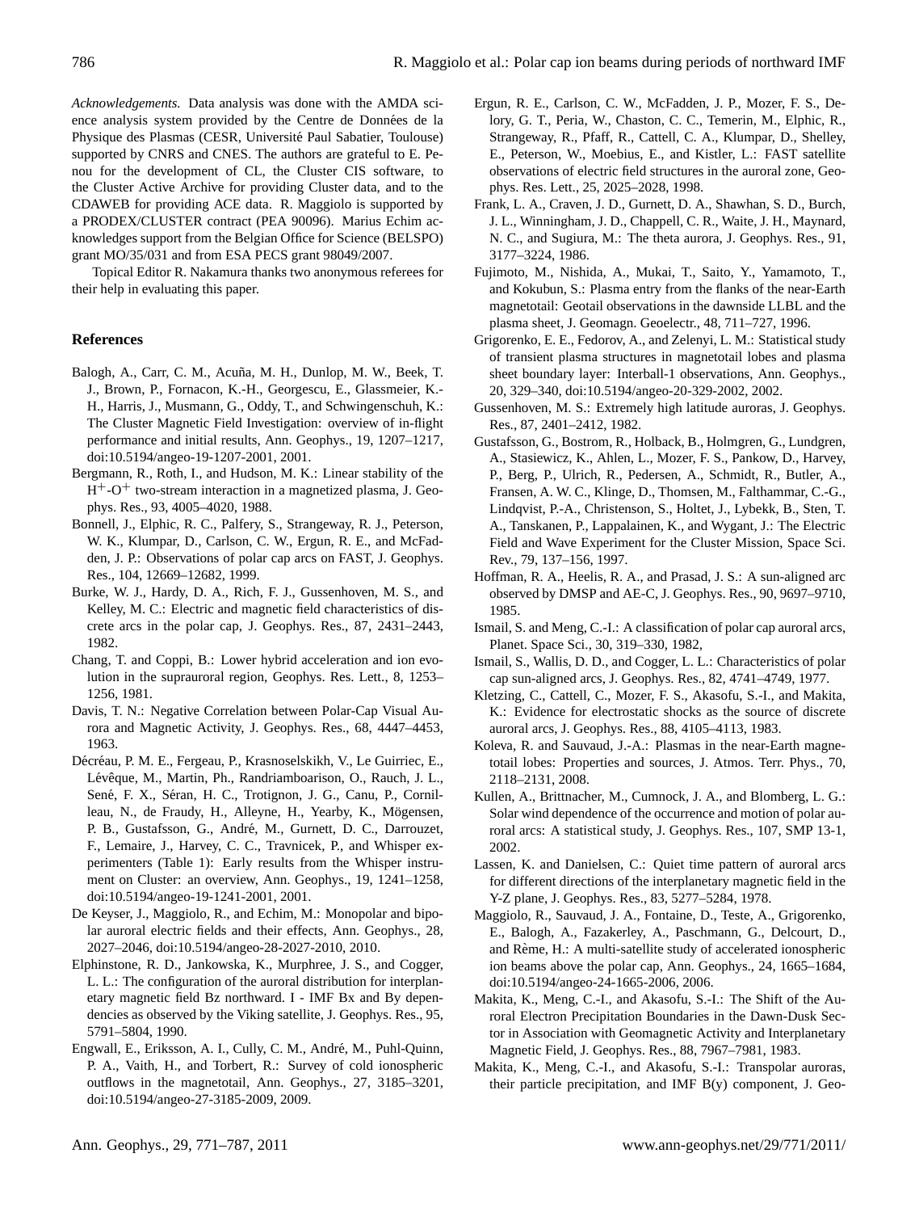*Acknowledgements.* Data analysis was done with the AMDA science analysis system provided by the Centre de Données de la Physique des Plasmas (CESR, Université Paul Sabatier, Toulouse) supported by CNRS and CNES. The authors are grateful to E. Penou for the development of CL, the Cluster CIS software, to the Cluster Active Archive for providing Cluster data, and to the CDAWEB for providing ACE data. R. Maggiolo is supported by a PRODEX/CLUSTER contract (PEA 90096). Marius Echim acknowledges support from the Belgian Office for Science (BELSPO) grant MO/35/031 and from ESA PECS grant 98049/2007.

Topical Editor R. Nakamura thanks two anonymous referees for their help in evaluating this paper.

## References

Balogh, A., Carr, C. M., Acuña, M. H., Dunlop, M. W., Beek, T. J., Brown, P., Fornacon, K.-H., Georgescu, E., Glassmeier, K.-H., Harris, J., Musmann, G., Oddy, T., and Schwingenschuh, K.: The Cluster Magnetic Field Investigation: overview of in-flight performance and initial results, Ann. Geophys., 19, 1207–1217, doi:10.5194/angeo-19-1207-2001, 2001.

Bergmann, R., Roth, I., and Hudson, M. K.: Linear stability of the $H^+$-$O^+$ two-stream interaction in a magnetized plasma, J. Geophys. Res., 93, 4005–4020, 1988.

Bonnell, J., Elphic, R. C., Palfery, S., Strangeway, R. J., Peterson, W. K., Klumpar, D., Carlson, C. W., Ergun, R. E., and McFadden, J. P.: Observations of polar cap arcs on FAST, J. Geophys. Res., 104, 12669–12682, 1999.

Burke, W. J., Hardy, D. A., Rich, F. J., Gussenhoven, M. S., and Kelley, M. C.: Electric and magnetic field characteristics of discrete arcs in the polar cap, J. Geophys. Res., 87, 2431–2443, 1982.

Chang, T. and Coppi, B.: Lower hybrid acceleration and ion evolution in the suprauroral region, Geophys. Res. Lett., 8, 1253–1256, 1981.

Davis, T. N.: Negative Correlation between Polar-Cap Visual Aurora and Magnetic Activity, J. Geophys. Res., 68, 4447–4453, 1963.

Décréau, P. M. E., Fergeau, P., Krasnoselskikh, V., Le Guirriec, E., Lévêque, M., Martin, Ph., Randriamboarison, O., Rauch, J. L., Sené, F. X., Séran, H. C., Trotignon, J. G., Canu, P., Cornilleau, N., de Fraudy, H., Alleyne, H., Yearby, K., Mögensen, P. B., Gustafsson, G., André, M., Gurnett, D. C., Darrouzet, F., Lemaire, J., Harvey, C. C., Travnicek, P., and Whisper experimenters (Table 1): Early results from the Whisper instrument on Cluster: an overview, Ann. Geophys., 19, 1241–1258, doi:10.5194/angeo-19-1241-2001, 2001.

De Keyser, J., Maggiolo, R., and Echim, M.: Monopolar and bipolar auroral electric fields and their effects, Ann. Geophys., 28, 2027–2046, doi:10.5194/angeo-28-2027-2010, 2010.

Elphinstone, R. D., Jankowska, K., Murphree, J. S., and Cogger, L. L.: The configuration of the auroral distribution for interplanetary magnetic field Bz northward. I - IMF Bx and By dependencies as observed by the Viking satellite, J. Geophys. Res., 95, 5791–5804, 1990.

Engwall, E., Eriksson, A. I., Cully, C. M., André, M., Puhl-Quinn, P. A., Vaith, H., and Torbert, R.: Survey of cold ionospheric outflows in the magnetotail, Ann. Geophys., 27, 3185–3201, doi:10.5194/angeo-27-3185-2009, 2009.

Ergun, R. E., Carlson, C. W., McFadden, J. P., Mozer, F. S., Delory, G. T., Peria, W., Chaston, C. C., Temerin, M., Elphic, R., Strangeway, R., Pfaff, R., Cattell, C. A., Klumpar, D., Shelley, E., Peterson, W., Moebius, E., and Kistler, L.: FAST satellite observations of electric field structures in the auroral zone, Geophys. Res. Lett., 25, 2025–2028, 1998.

Frank, L. A., Craven, J. D., Gurnett, D. A., Shawhan, S. D., Burch, J. L., Winningham, J. D., Chappell, C. R., Waite, J. H., Maynard, N. C., and Sugiura, M.: The theta aurora, J. Geophys. Res., 91, 3177–3224, 1986.

Fujimoto, M., Nishida, A., Mukai, T., Saito, Y., Yamamoto, T., and Kokubun, S.: Plasma entry from the flanks of the near-Earth magnetotail: Geotail observations in the dawnside LLBL and the plasma sheet, J. Geomagn. Geoelectr., 48, 711–727, 1996.

Grigorenko, E. E., Fedorov, A., and Zelenyi, L. M.: Statistical study of transient plasma structures in magnetotail lobes and plasma sheet boundary layer: Interball-1 observations, Ann. Geophys., 20, 329–340, doi:10.5194/angeo-20-329-2002, 2002.

Gussenhoven, M. S.: Extremely high latitude auroras, J. Geophys. Res., 87, 2401–2412, 1982.

Gustafsson, G., Bostrom, R., Holback, B., Holmgren, G., Lundgren, A., Stasiewicz, K., Ahlen, L., Mozer, F. S., Pankow, D., Harvey, P., Berg, P., Ulrich, R., Pedersen, A., Schmidt, R., Butler, A., Fransen, A. W. C., Klinge, D., Thomsen, M., Falthammar, C.-G., Lindqvist, P.-A., Christenson, S., Holtet, J., Lybekk, B., Sten, T. A., Tanskanen, P., Lappalainen, K., and Wygant, J.: The Electric Field and Wave Experiment for the Cluster Mission, Space Sci. Rev., 79, 137–156, 1997.

Hoffman, R. A., Heelis, R. A., and Prasad, J. S.: A sun-aligned arc observed by DMSP and AE-C, J. Geophys. Res., 90, 9697–9710, 1985.

Ismail, S. and Meng, C.-I.: A classification of polar cap auroral arcs, Planet. Space Sci., 30, 319–330, 1982,

Ismail, S., Wallis, D. D., and Cogger, L. L.: Characteristics of polar cap sun-aligned arcs, J. Geophys. Res., 82, 4741–4749, 1977.

Kletzing, C., Cattell, C., Mozer, F. S., Akasofu, S.-I., and Makita, K.: Evidence for electrostatic shocks as the source of discrete auroral arcs, J. Geophys. Res., 88, 4105–4113, 1983.

Koleva, R. and Sauvaud, J.-A.: Plasmas in the near-Earth magnetotail lobes: Properties and sources, J. Atmos. Terr. Phys., 70, 2118–2131, 2008.

Kullen, A., Brittnacher, M., Cumnock, J. A., and Blomberg, L. G.: Solar wind dependence of the occurrence and motion of polar auroral arcs: A statistical study, J. Geophys. Res., 107, SMP 13-1, 2002.

Lassen, K. and Danielsen, C.: Quiet time pattern of auroral arcs for different directions of the interplanetary magnetic field in the Y-Z plane, J. Geophys. Res., 83, 5277–5284, 1978.

Maggiolo, R., Sauvaud, J. A., Fontaine, D., Teste, A., Grigorenko, E., Balogh, A., Fazakerley, A., Paschmann, G., Delcourt, D., and Rème, H.: A multi-satellite study of accelerated ionospheric ion beams above the polar cap, Ann. Geophys., 24, 1665–1684, doi:10.5194/angeo-24-1665-2006, 2006.

Makita, K., Meng, C.-I., and Akasofu, S.-I.: The Shift of the Auroral Electron Precipitation Boundaries in the Dawn-Dusk Sector in Association with Geomagnetic Activity and Interplanetary Magnetic Field, J. Geophys. Res., 88, 7967–7981, 1983.

Makita, K., Meng, C.-I., and Akasofu, S.-I.: Transpolar auroras, their particle precipitation, and IMF B(y) component, J. Geo-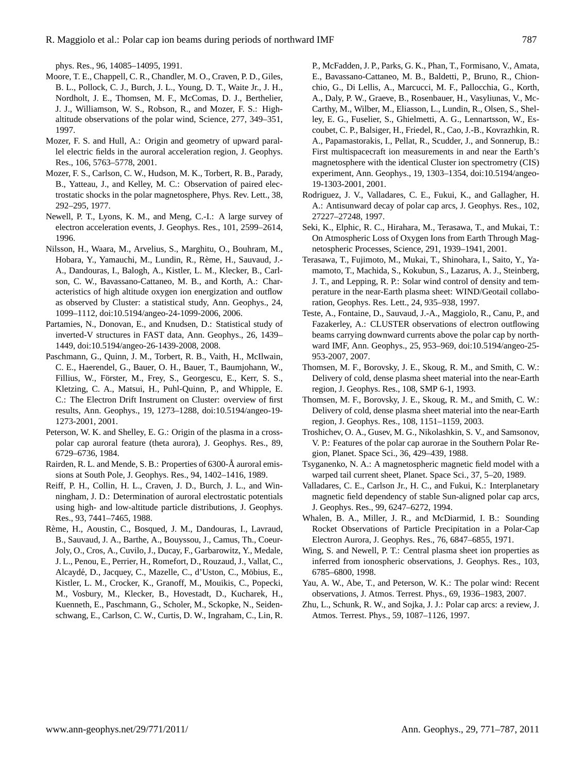phys. Res., 96, 14085–14095, 1991.

Moore, T. E., Chappell, C. R., Chandler, M. O., Craven, P. D., Giles, B. L., Pollock, C. J., Burch, J. L., Young, D. T., Waite Jr., J. H., Nordholt, J. E., Thomsen, M. F., McComas, D. J., Berthelier, J. J., Williamson, W. S., Robson, R., and Mozer, F. S.: High-altitude observations of the polar wind, Science, 277, 349–351, 1997.

Mozer, F. S. and Hull, A.: Origin and geometry of upward parallel electric fields in the auroral acceleration region, J. Geophys. Res., 106, 5763–5778, 2001.

Mozer, F. S., Carlson, C. W., Hudson, M. K., Torbert, R. B., Parady, B., Yatteau, J., and Kelley, M. C.: Observation of paired electrostatic shocks in the polar magnetosphere, Phys. Rev. Lett., 38, 292–295, 1977.

Newell, P. T., Lyons, K. M., and Meng, C.-I.: A large survey of electron acceleration events, J. Geophys. Res., 101, 2599–2614, 1996.

Nilsson, H., Waara, M., Arvelius, S., Marghitu, O., Bouhram, M., Hobara, Y., Yamauchi, M., Lundin, R., Rème, H., Sauvaud, J.-A., Dandouras, I., Balogh, A., Kistler, L. M., Klecker, B., Carlson, C. W., Bavassano-Cattaneo, M. B., and Korth, A.: Characteristics of high altitude oxygen ion energization and outflow as observed by Cluster: a statistical study, Ann. Geophys., 24, 1099–1112, doi:10.5194/angeo-24-1099-2006, 2006.

Partamies, N., Donovan, E., and Knudsen, D.: Statistical study of inverted-V structures in FAST data, Ann. Geophys., 26, 1439–1449, doi:10.5194/angeo-26-1439-2008, 2008.

Paschmann, G., Quinn, J. M., Torbert, R. B., Vaith, H., McIlwain, C. E., Haerendel, G., Bauer, O. H., Bauer, T., Baumjohann, W., Fillius, W., Förster, M., Frey, S., Georgescu, E., Kerr, S. S., Kletzing, C. A., Matsui, H., Puhl-Quinn, P., and Whipple, E. C.: The Electron Drift Instrument on Cluster: overview of first results, Ann. Geophys., 19, 1273–1288, doi:10.5194/angeo-19-1273-2001, 2001.

Peterson, W. K. and Shelley, E. G.: Origin of the plasma in a cross-polar cap auroral feature (theta aurora), J. Geophys. Res., 89, 6729–6736, 1984.

Rairden, R. L. and Mende, S. B.: Properties of 6300-Å auroral emissions at South Pole, J. Geophys. Res., 94, 1402–1416, 1989.

Reiff, P. H., Collin, H. L., Craven, J. D., Burch, J. L., and Winningham, J. D.: Determination of auroral electrostatic potentials using high- and low-altitude particle distributions, J. Geophys. Res., 93, 7441–7465, 1988.

Rème, H., Aoustin, C., Bosqued, J. M., Dandouras, I., Lavraud, B., Sauvaud, J. A., Barthe, A., Bouyssou, J., Camus, Th., Coeur-Joly, O., Cros, A., Cuvilo, J., Ducay, F., Garbarowitz, Y., Medale, J. L., Penou, E., Perrier, H., Romefort, D., Rouzaud, J., Vallat, C., Alcaydé, D., Jacquey, C., Mazelle, C., d'Uston, C., Möbius, E., Kistler, L. M., Crocker, K., Granoff, M., Mouikis, C., Popecki, M., Vosbury, M., Klecker, B., Hovestadt, D., Kucharek, H., Kuenneth, E., Paschmann, G., Scholer, M., Sckopke, N., Seidenschwang, E., Carlson, C. W., Curtis, D. W., Ingraham, C., Lin, R. P., McFadden, J. P., Parks, G. K., Phan, T., Formisano, V., Amata, E., Bavassano-Cattaneo, M. B., Baldetti, P., Bruno, R., Chionchio, G., Di Lellis, A., Marcucci, M. F., Pallocchia, G., Korth, A., Daly, P. W., Graeve, B., Rosenbauer, H., Vasyliunas, V., McCarthy, M., Wilber, M., Eliasson, L., Lundin, R., Olsen, S., Shelley, E. G., Fuselier, S., Ghielmetti, A. G., Lennartsson, W., Escoubet, C. P., Balsiger, H., Friedel, R., Cao, J.-B., Kovrazhkin, R. A., Papamastorakis, I., Pellat, R., Scudder, J., and Sonnerup, B.: First multispacecraft ion measurements in and near the Earth's magnetosphere with the identical Cluster ion spectrometry (CIS) experiment, Ann. Geophys., 19, 1303–1354, doi:10.5194/angeo-19-1303-2001, 2001.

Rodriguez, J. V., Valladares, C. E., Fukui, K., and Gallagher, H. A.: Antisunward decay of polar cap arcs, J. Geophys. Res., 102, 27227–27248, 1997.

Seki, K., Elphic, R. C., Hirahara, M., Terasawa, T., and Mukai, T.: On Atmospheric Loss of Oxygen Ions from Earth Through Magnetospheric Processes, Science, 291, 1939–1941, 2001.

Terasawa, T., Fujimoto, M., Mukai, T., Shinohara, I., Saito, Y., Yamamoto, T., Machida, S., Kokubun, S., Lazarus, A. J., Steinberg, J. T., and Lepping, R. P.: Solar wind control of density and temperature in the near-Earth plasma sheet: WIND/Geotail collaboration, Geophys. Res. Lett., 24, 935–938, 1997.

Teste, A., Fontaine, D., Sauvaud, J.-A., Maggiolo, R., Canu, P., and Fazakerley, A.: CLUSTER observations of electron outflowing beams carrying downward currents above the polar cap by northward IMF, Ann. Geophys., 25, 953–969, doi:10.5194/angeo-25-953-2007, 2007.

Thomsen, M. F., Borovsky, J. E., Skoug, R. M., and Smith, C. W.: Delivery of cold, dense plasma sheet material into the near-Earth region, J. Geophys. Res., 108, SMP 6-1, 1993.

Thomsen, M. F., Borovsky, J. E., Skoug, R. M., and Smith, C. W.: Delivery of cold, dense plasma sheet material into the near-Earth region, J. Geophys. Res., 108, 1151–1159, 2003.

Troshichev, O. A., Gusev, M. G., Nikolashkin, S. V., and Samsonov, V. P.: Features of the polar cap aurorae in the Southern Polar Region, Planet. Space Sci., 36, 429–439, 1988.

Tsyganenko, N. A.: A magnetospheric magnetic field model with a warped tail current sheet, Planet. Space Sci., 37, 5–20, 1989.

Valladares, C. E., Carlson Jr., H. C., and Fukui, K.: Interplanetary magnetic field dependency of stable Sun-aligned polar cap arcs, J. Geophys. Res., 99, 6247–6272, 1994.

Whalen, B. A., Miller, J. R., and McDiarmid, I. B.: Sounding Rocket Observations of Particle Precipitation in a Polar-Cap Electron Aurora, J. Geophys. Res., 76, 6847–6855, 1971.

Wing, S. and Newell, P. T.: Central plasma sheet ion properties as inferred from ionospheric observations, J. Geophys. Res., 103, 6785–6800, 1998.

Yau, A. W., Abe, T., and Peterson, W. K.: The polar wind: Recent observations, J. Atmos. Terrest. Phys., 69, 1936–1983, 2007.

Zhu, L., Schunk, R. W., and Sojka, J. J.: Polar cap arcs: a review, J. Atmos. Terrest. Phys., 59, 1087–1126, 1997.